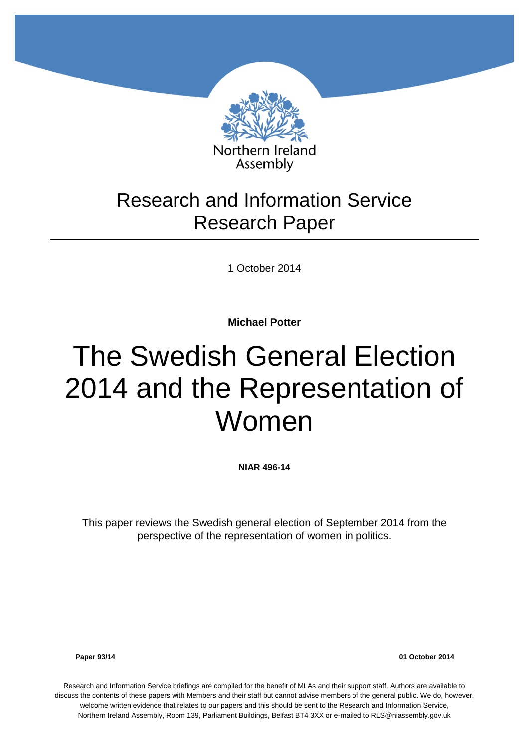Northern Ireland Assembly

Research and Information Service
Research Paper

1 October 2014

**Michael Potter**

# The Swedish General Election 2014 and the Representation of Women

**NIAR 496-14**

This paper reviews the Swedish general election of September 2014 from the perspective of the representation of women in politics.

**Paper 93/14** **01 October 2014**

Research and Information Service briefings are compiled for the benefit of MLAs and their support staff. Authors are available to discuss the contents of these papers with Members and their staff but cannot advise members of the general public. We do, however, welcome written evidence that relates to our papers and this should be sent to the Research and Information Service, Northern Ireland Assembly, Room 139, Parliament Buildings, Belfast BT4 3XX or e-mailed to RLS@niassembly.gov.uk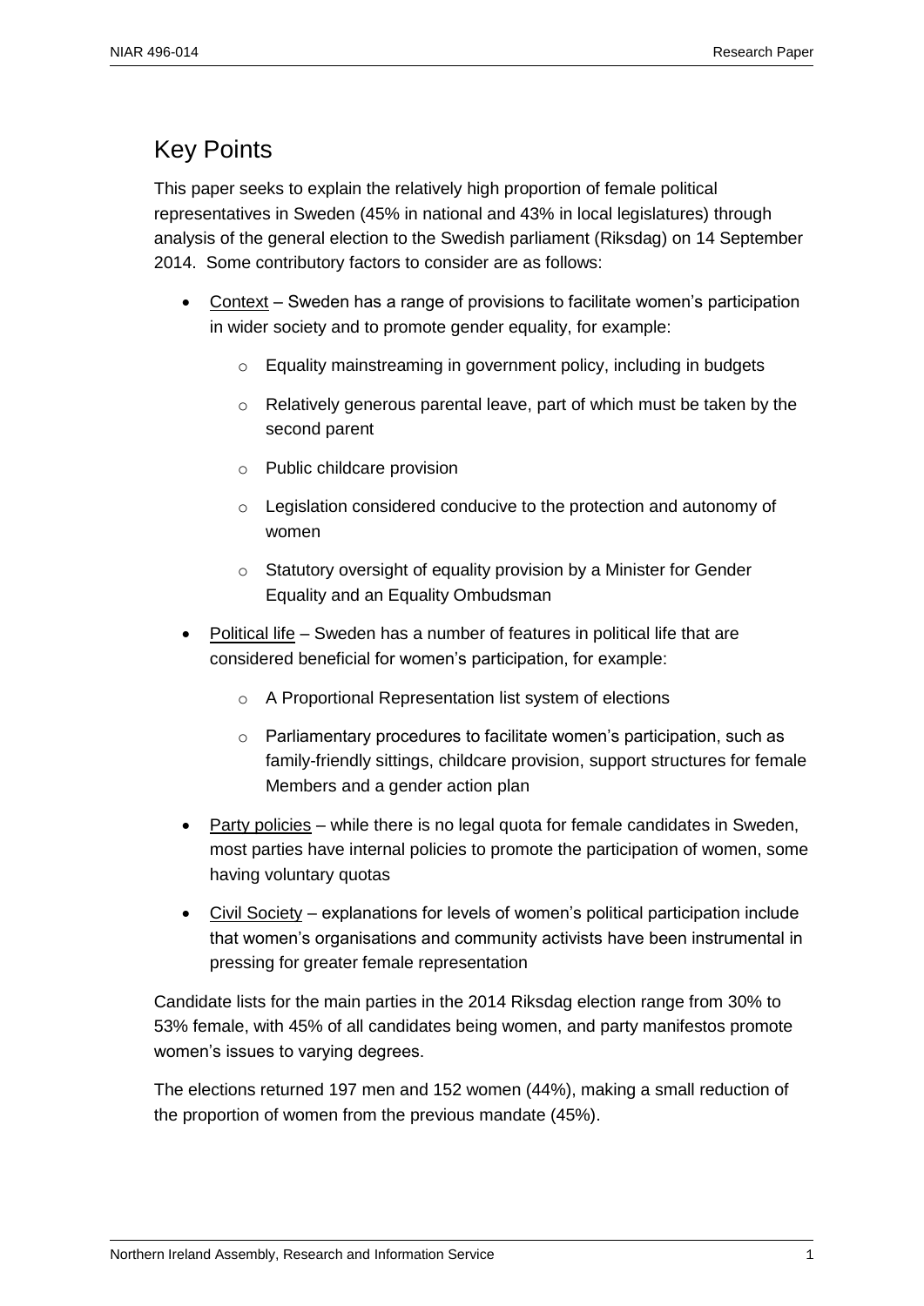## Key Points

This paper seeks to explain the relatively high proportion of female political representatives in Sweden (45% in national and 43% in local legislatures) through analysis of the general election to the Swedish parliament (Riksdag) on 14 September 2014. Some contributory factors to consider are as follows:

- Context – Sweden has a range of provisions to facilitate women's participation in wider society and to promote gender equality, for example:
  - Equality mainstreaming in government policy, including in budgets
  - Relatively generous parental leave, part of which must be taken by the second parent
  - Public childcare provision
  - Legislation considered conducive to the protection and autonomy of women
  - Statutory oversight of equality provision by a Minister for Gender Equality and an Equality Ombudsman
- Political life – Sweden has a number of features in political life that are considered beneficial for women's participation, for example:
  - A Proportional Representation list system of elections
  - Parliamentary procedures to facilitate women's participation, such as family-friendly sittings, childcare provision, support structures for female Members and a gender action plan
- Party policies – while there is no legal quota for female candidates in Sweden, most parties have internal policies to promote the participation of women, some having voluntary quotas
- Civil Society – explanations for levels of women's political participation include that women's organisations and community activists have been instrumental in pressing for greater female representation

Candidate lists for the main parties in the 2014 Riksdag election range from 30% to 53% female, with 45% of all candidates being women, and party manifestos promote women's issues to varying degrees.

The elections returned 197 men and 152 women (44%), making a small reduction of the proportion of women from the previous mandate (45%).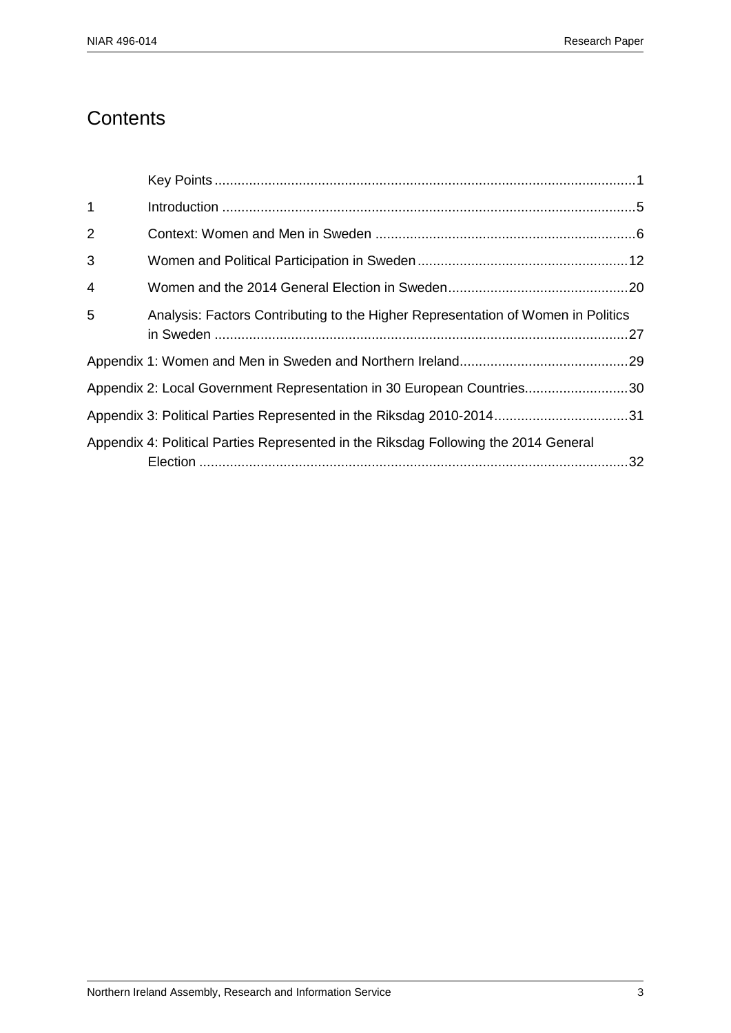# Contents

| | | |
|---|---|---|
| | Key Points | 1 |
| 1 | Introduction | 5 |
| 2 | Context: Women and Men in Sweden | 6 |
| 3 | Women and Political Participation in Sweden | 12 |
| 4 | Women and the 2014 General Election in Sweden | 20 |
| 5 | Analysis: Factors Contributing to the Higher Representation of Women in Politics in Sweden | 27 |
| Appendix 1: Women and Men in Sweden and Northern Ireland | | 29 |
| Appendix 2: Local Government Representation in 30 European Countries | | 30 |
| Appendix 3: Political Parties Represented in the Riksdag 2010-2014 | | 31 |
| Appendix 4: Political Parties Represented in the Riksdag Following the 2014 General Election | | 32 |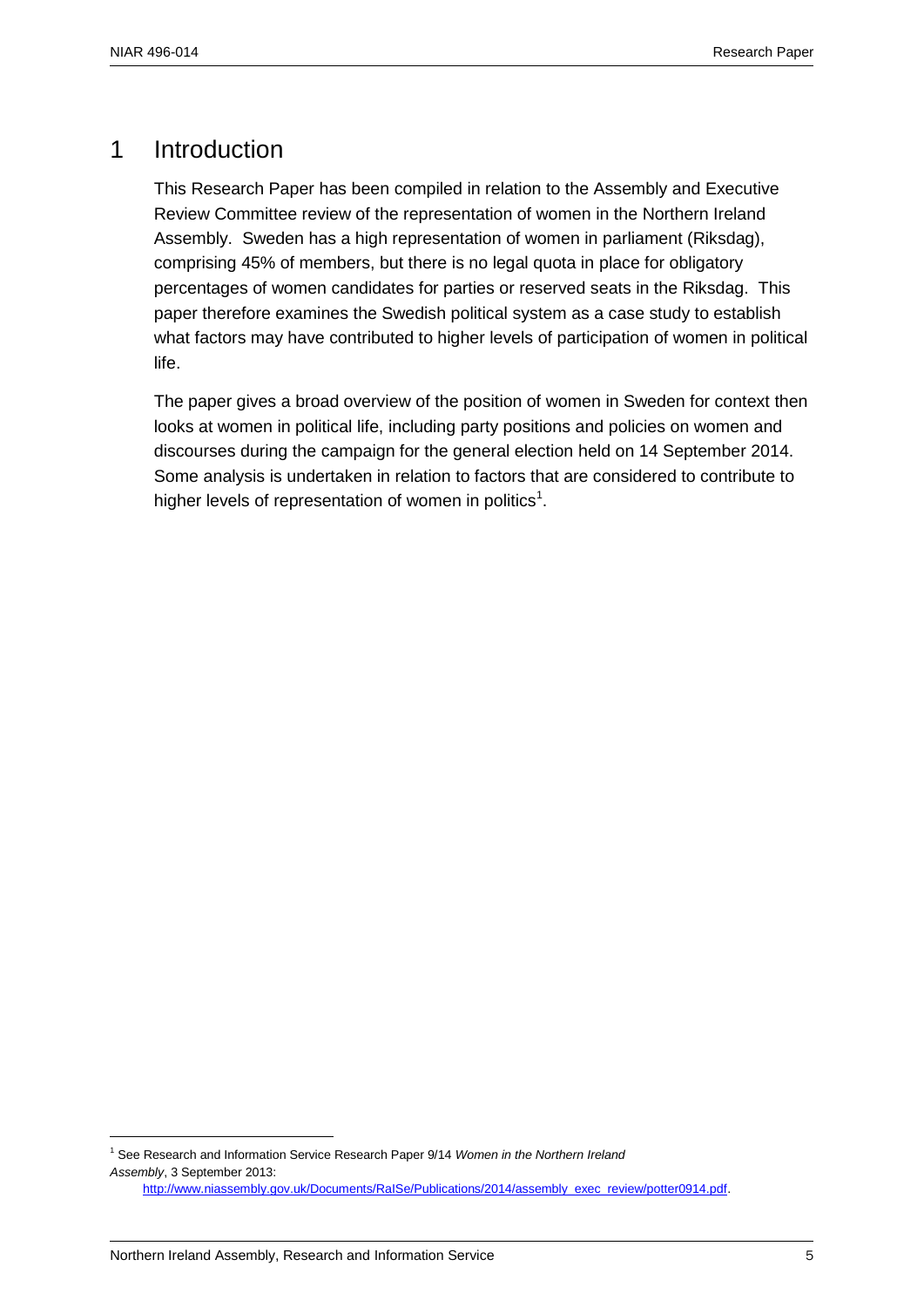# 1 Introduction

This Research Paper has been compiled in relation to the Assembly and Executive Review Committee review of the representation of women in the Northern Ireland Assembly. Sweden has a high representation of women in parliament (Riksdag), comprising 45% of members, but there is no legal quota in place for obligatory percentages of women candidates for parties or reserved seats in the Riksdag. This paper therefore examines the Swedish political system as a case study to establish what factors may have contributed to higher levels of participation of women in political life.

The paper gives a broad overview of the position of women in Sweden for context then looks at women in political life, including party positions and policies on women and discourses during the campaign for the general election held on 14 September 2014. Some analysis is undertaken in relation to factors that are considered to contribute to higher levels of representation of women in politics[1].

---

[1] See Research and Information Service Research Paper 9/14 *Women in the Northern Ireland Assembly*, 3 September 2013: http://www.niassembly.gov.uk/Documents/RaISe/Publications/2014/assembly_exec_review/potter0914.pdf.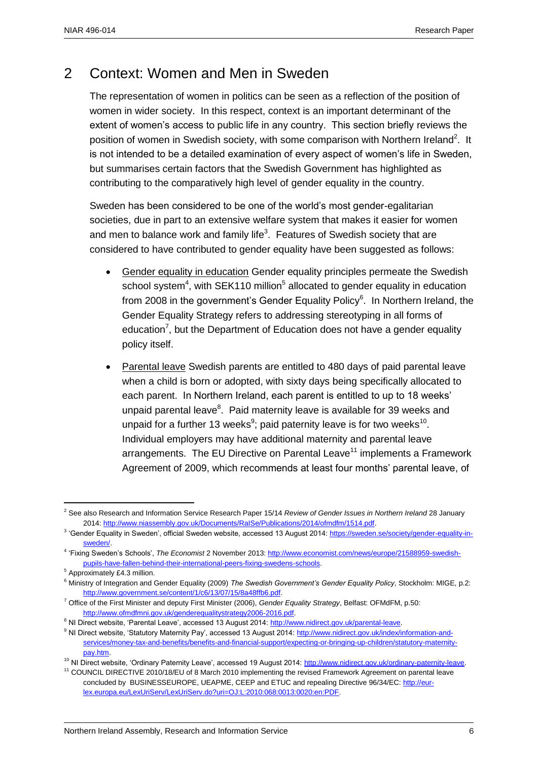## 2 Context: Women and Men in Sweden

The representation of women in politics can be seen as a reflection of the position of women in wider society. In this respect, context is an important determinant of the extent of women's access to public life in any country. This section briefly reviews the position of women in Swedish society, with some comparison with Northern Ireland[2]. It is not intended to be a detailed examination of every aspect of women's life in Sweden, but summarises certain factors that the Swedish Government has highlighted as contributing to the comparatively high level of gender equality in the country.

Sweden has been considered to be one of the world's most gender-egalitarian societies, due in part to an extensive welfare system that makes it easier for women and men to balance work and family life[3]. Features of Swedish society that are considered to have contributed to gender equality have been suggested as follows:

- Gender equality in education Gender equality principles permeate the Swedish school system[4], with SEK110 million[5] allocated to gender equality in education from 2008 in the government's Gender Equality Policy[6]. In Northern Ireland, the Gender Equality Strategy refers to addressing stereotyping in all forms of education[7], but the Department of Education does not have a gender equality policy itself.

- Parental leave Swedish parents are entitled to 480 days of paid parental leave when a child is born or adopted, with sixty days being specifically allocated to each parent. In Northern Ireland, each parent is entitled to up to 18 weeks' unpaid parental leave[8]. Paid maternity leave is available for 39 weeks and unpaid for a further 13 weeks[9]; paid paternity leave is for two weeks[10]. Individual employers may have additional maternity and parental leave arrangements. The EU Directive on Parental Leave[11] implements a Framework Agreement of 2009, which recommends at least four months' parental leave, of

---

[2] See also Research and Information Service Research Paper 15/14 *Review of Gender Issues in Northern Ireland* 28 January 2014: http://www.niassembly.gov.uk/Documents/RaISe/Publications/2014/ofmdfm/1514.pdf.

[3] 'Gender Equality in Sweden', official Sweden website, accessed 13 August 2014: https://sweden.se/society/gender-equality-in-sweden/.

[4] 'Fixing Sweden's Schools', *The Economist* 2 November 2013: http://www.economist.com/news/europe/21588959-swedish-pupils-have-fallen-behind-their-international-peers-fixing-swedens-schools.

[5] Approximately £4.3 million.

[6] Ministry of Integration and Gender Equality (2009) *The Swedish Government's Gender Equality Policy*, Stockholm: MIGE, p.2: http://www.government.se/content/1/c6/13/07/15/8a48ffb6.pdf.

[7] Office of the First Minister and deputy First Minister (2006), *Gender Equality Strategy*, Belfast: OFMdFM, p.50: http://www.ofmdfmni.gov.uk/genderequalitystrategy2006-2016.pdf.

[8] NI Direct website, 'Parental Leave', accessed 13 August 2014: http://www.nidirect.gov.uk/parental-leave.

[9] NI Direct website, 'Statutory Maternity Pay', accessed 13 August 2014: http://www.nidirect.gov.uk/index/information-and-services/money-tax-and-benefits/benefits-and-financial-support/expecting-or-bringing-up-children/statutory-maternity-pay.htm.

[10] NI Direct website, 'Ordinary Paternity Leave', accessed 19 August 2014: http://www.nidirect.gov.uk/ordinary-paternity-leave.

[11] COUNCIL DIRECTIVE 2010/18/EU of 8 March 2010 implementing the revised Framework Agreement on parental leave concluded by BUSINESSEUROPE, UEAPME, CEEP and ETUC and repealing Directive 96/34/EC: http://eur-lex.europa.eu/LexUriServ/LexUriServ.do?uri=OJ:L:2010:068:0013:0020:en:PDF.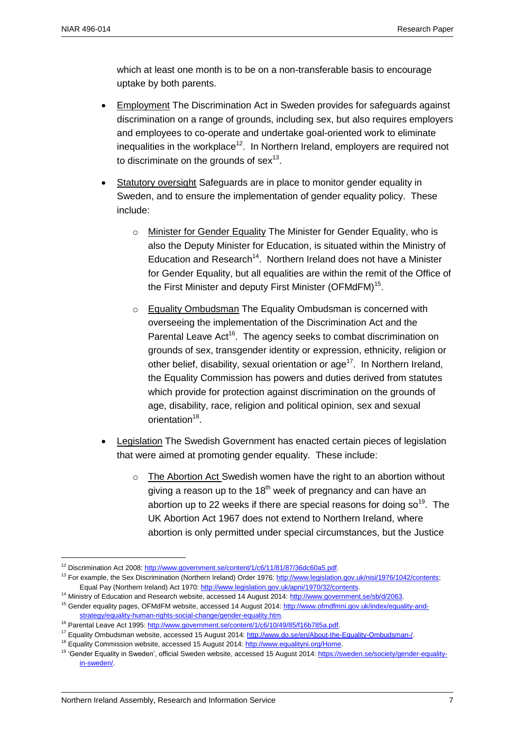which at least one month is to be on a non-transferable basis to encourage uptake by both parents.

- Employment The Discrimination Act in Sweden provides for safeguards against discrimination on a range of grounds, including sex, but also requires employers and employees to co-operate and undertake goal-oriented work to eliminate inequalities in the workplace[12]. In Northern Ireland, employers are required not to discriminate on the grounds of sex[13].

- Statutory oversight Safeguards are in place to monitor gender equality in Sweden, and to ensure the implementation of gender equality policy. These include:

  - Minister for Gender Equality The Minister for Gender Equality, who is also the Deputy Minister for Education, is situated within the Ministry of Education and Research[14]. Northern Ireland does not have a Minister for Gender Equality, but all equalities are within the remit of the Office of the First Minister and deputy First Minister (OFMdFM)[15].

  - Equality Ombudsman The Equality Ombudsman is concerned with overseeing the implementation of the Discrimination Act and the Parental Leave Act[16]. The agency seeks to combat discrimination on grounds of sex, transgender identity or expression, ethnicity, religion or other belief, disability, sexual orientation or age[17]. In Northern Ireland, the Equality Commission has powers and duties derived from statutes which provide for protection against discrimination on the grounds of age, disability, race, religion and political opinion, sex and sexual orientation[18].

- Legislation The Swedish Government has enacted certain pieces of legislation that were aimed at promoting gender equality. These include:

  - The Abortion Act Swedish women have the right to an abortion without giving a reason up to the 18th week of pregnancy and can have an abortion up to 22 weeks if there are special reasons for doing so[19]. The UK Abortion Act 1967 does not extend to Northern Ireland, where abortion is only permitted under special circumstances, but the Justice

---

[12] Discrimination Act 2008: http://www.government.se/content/1/c6/11/81/87/36dc60a5.pdf.

[13] For example, the Sex Discrimination (Northern Ireland) Order 1976: http://www.legislation.gov.uk/nisi/1976/1042/contents; Equal Pay (Northern Ireland) Act 1970: http://www.legislation.gov.uk/apni/1970/32/contents.

[14] Ministry of Education and Research website, accessed 14 August 2014: http://www.government.se/sb/d/2063.

[15] Gender equality pages, OFMdFM website, accessed 14 August 2014: http://www.ofmdfmni.gov.uk/index/equality-and-strategy/equality-human-rights-social-change/gender-equality.htm.

[16] Parental Leave Act 1995: http://www.government.se/content/1/c6/10/49/85/f16b785a.pdf.

[17] Equality Ombudsman website, accessed 15 August 2014: http://www.do.se/en/About-the-Equality-Ombudsman-/.

[18] Equality Commission website, accessed 15 August 2014: http://www.equalityni.org/Home.

[19] 'Gender Equality in Sweden', official Sweden website, accessed 15 August 2014: https://sweden.se/society/gender-equality-in-sweden/.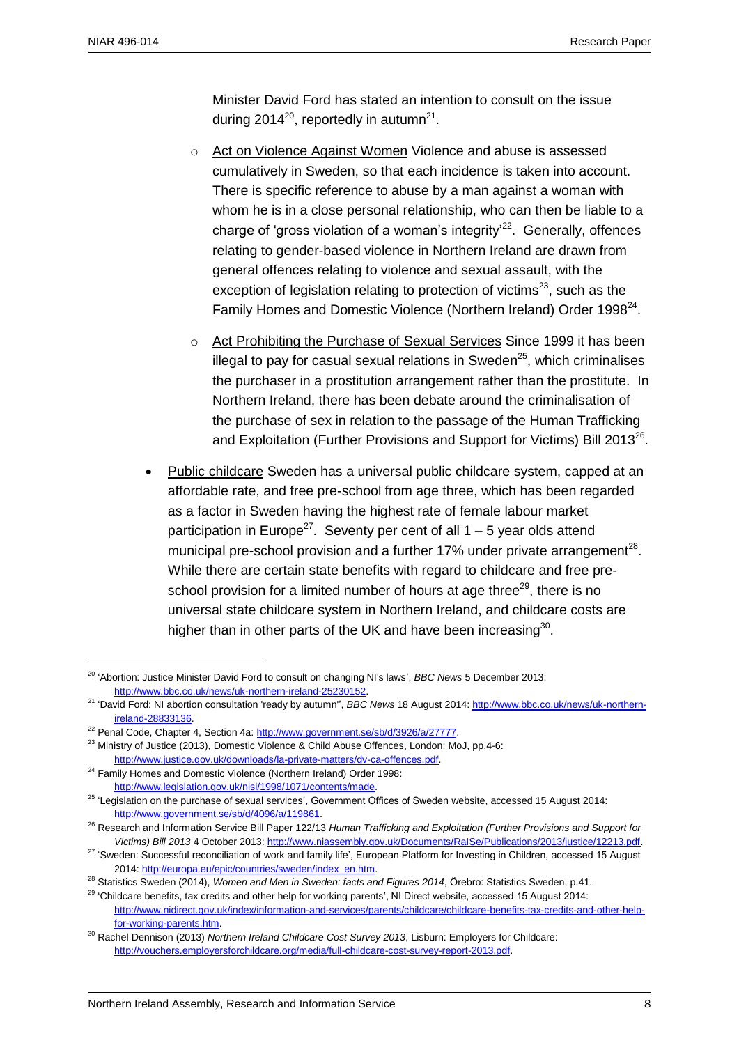Minister David Ford has stated an intention to consult on the issue during 2014[20], reportedly in autumn[21].

- Act on Violence Against Women Violence and abuse is assessed cumulatively in Sweden, so that each incidence is taken into account. There is specific reference to abuse by a man against a woman with whom he is in a close personal relationship, who can then be liable to a charge of 'gross violation of a woman's integrity'[22]. Generally, offences relating to gender-based violence in Northern Ireland are drawn from general offences relating to violence and sexual assault, with the exception of legislation relating to protection of victims[23], such as the Family Homes and Domestic Violence (Northern Ireland) Order 1998[24].

- Act Prohibiting the Purchase of Sexual Services Since 1999 it has been illegal to pay for casual sexual relations in Sweden[25], which criminalises the purchaser in a prostitution arrangement rather than the prostitute. In Northern Ireland, there has been debate around the criminalisation of the purchase of sex in relation to the passage of the Human Trafficking and Exploitation (Further Provisions and Support for Victims) Bill 2013[26].

- Public childcare Sweden has a universal public childcare system, capped at an affordable rate, and free pre-school from age three, which has been regarded as a factor in Sweden having the highest rate of female labour market participation in Europe[27]. Seventy per cent of all 1 – 5 year olds attend municipal pre-school provision and a further 17% under private arrangement[28]. While there are certain state benefits with regard to childcare and free pre-school provision for a limited number of hours at age three[29], there is no universal state childcare system in Northern Ireland, and childcare costs are higher than in other parts of the UK and have been increasing[30].

---

[20] 'Abortion: Justice Minister David Ford to consult on changing NI's laws', *BBC News* 5 December 2013: http://www.bbc.co.uk/news/uk-northern-ireland-25230152.

[21] 'David Ford: NI abortion consultation 'ready by autumn'', *BBC News* 18 August 2014: http://www.bbc.co.uk/news/uk-northern-ireland-28833136.

[22] Penal Code, Chapter 4, Section 4a: http://www.government.se/sb/d/3926/a/27777.

[23] Ministry of Justice (2013), Domestic Violence & Child Abuse Offences, London: MoJ, pp.4-6: http://www.justice.gov.uk/downloads/la-private-matters/dv-ca-offences.pdf.

[24] Family Homes and Domestic Violence (Northern Ireland) Order 1998: http://www.legislation.gov.uk/nisi/1998/1071/contents/made.

[25] 'Legislation on the purchase of sexual services', Government Offices of Sweden website, accessed 15 August 2014: http://www.government.se/sb/d/4096/a/119861.

[26] Research and Information Service Bill Paper 122/13 *Human Trafficking and Exploitation (Further Provisions and Support for Victims) Bill 2013* 4 October 2013: http://www.niassembly.gov.uk/Documents/RaISe/Publications/2013/justice/12213.pdf.

[27] 'Sweden: Successful reconciliation of work and family life', European Platform for Investing in Children, accessed 15 August 2014: http://europa.eu/epic/countries/sweden/index_en.htm.

[28] Statistics Sweden (2014), *Women and Men in Sweden: facts and Figures 2014*, Örebro: Statistics Sweden, p.41.

[29] 'Childcare benefits, tax credits and other help for working parents', NI Direct website, accessed 15 August 2014: http://www.nidirect.gov.uk/index/information-and-services/parents/childcare/childcare-benefits-tax-credits-and-other-help-for-working-parents.htm.

[30] Rachel Dennison (2013) *Northern Ireland Childcare Cost Survey 2013*, Lisburn: Employers for Childcare: http://vouchers.employersforchildcare.org/media/full-childcare-cost-survey-report-2013.pdf.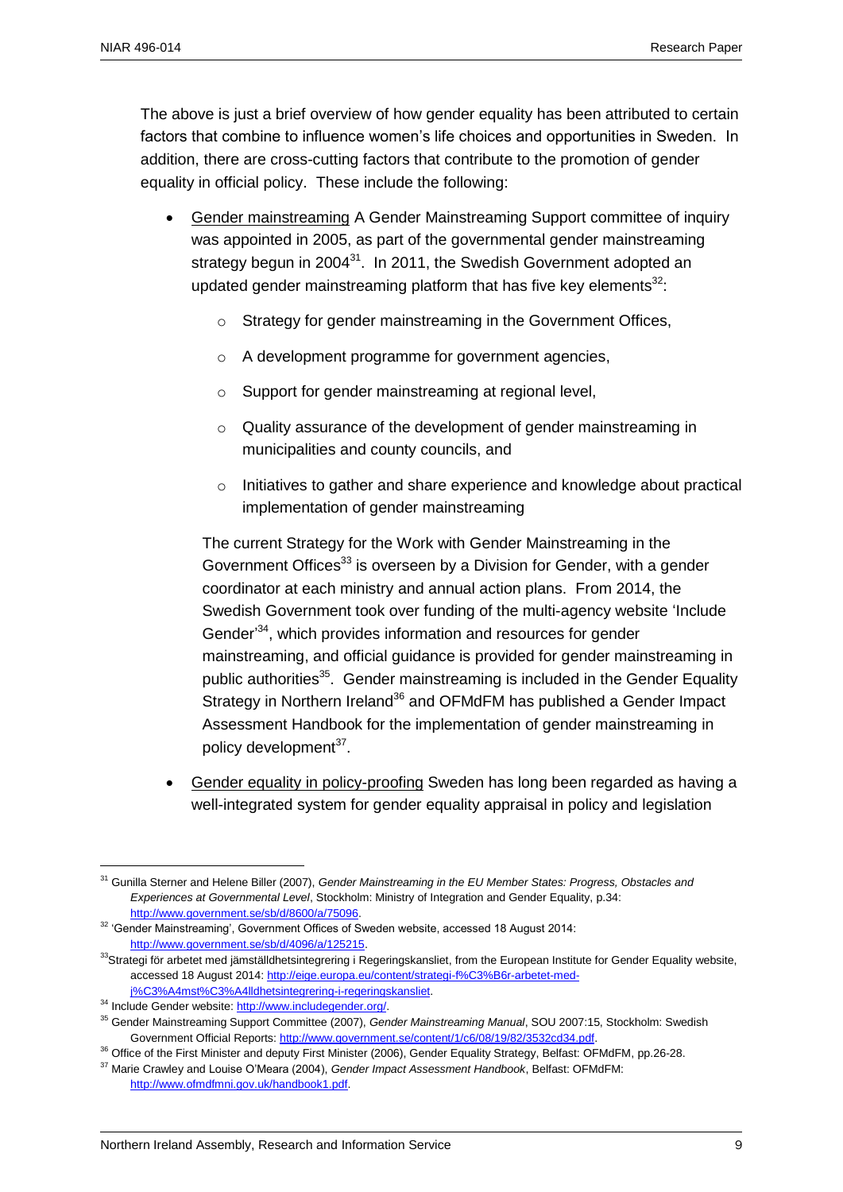The above is just a brief overview of how gender equality has been attributed to certain factors that combine to influence women's life choices and opportunities in Sweden. In addition, there are cross-cutting factors that contribute to the promotion of gender equality in official policy. These include the following:

- Gender mainstreaming A Gender Mainstreaming Support committee of inquiry was appointed in 2005, as part of the governmental gender mainstreaming strategy begun in 2004[31]. In 2011, the Swedish Government adopted an updated gender mainstreaming platform that has five key elements[32]:
  - Strategy for gender mainstreaming in the Government Offices,
  - A development programme for government agencies,
  - Support for gender mainstreaming at regional level,
  - Quality assurance of the development of gender mainstreaming in municipalities and county councils, and
  - Initiatives to gather and share experience and knowledge about practical implementation of gender mainstreaming

  The current Strategy for the Work with Gender Mainstreaming in the Government Offices[33] is overseen by a Division for Gender, with a gender coordinator at each ministry and annual action plans. From 2014, the Swedish Government took over funding of the multi-agency website 'Include Gender'[34], which provides information and resources for gender mainstreaming, and official guidance is provided for gender mainstreaming in public authorities[35]. Gender mainstreaming is included in the Gender Equality Strategy in Northern Ireland[36] and OFMdFM has published a Gender Impact Assessment Handbook for the implementation of gender mainstreaming in policy development[37].

- Gender equality in policy-proofing Sweden has long been regarded as having a well-integrated system for gender equality appraisal in policy and legislation

---

[31] Gunilla Sterner and Helene Biller (2007), *Gender Mainstreaming in the EU Member States: Progress, Obstacles and Experiences at Governmental Level*, Stockholm: Ministry of Integration and Gender Equality, p.34: http://www.government.se/sb/d/8600/a/75096.

[32] 'Gender Mainstreaming', Government Offices of Sweden website, accessed 18 August 2014: http://www.government.se/sb/d/4096/a/125215.

[33] Strategi för arbetet med jämställdhetsintegrering i Regeringskansliet, from the European Institute for Gender Equality website, accessed 18 August 2014: http://eige.europa.eu/content/strategi-f%C3%B6r-arbetet-med-j%C3%A4mst%C3%A4lldhetsintegrering-i-regeringskansliet.

[34] Include Gender website: http://www.includegender.org/.

[35] Gender Mainstreaming Support Committee (2007), *Gender Mainstreaming Manual*, SOU 2007:15, Stockholm: Swedish Government Official Reports: http://www.government.se/content/1/c6/08/19/82/3532cd34.pdf.

[36] Office of the First Minister and deputy First Minister (2006), Gender Equality Strategy, Belfast: OFMdFM, pp.26-28.

[37] Marie Crawley and Louise O'Meara (2004), *Gender Impact Assessment Handbook*, Belfast: OFMdFM: http://www.ofmdfmni.gov.uk/handbook1.pdf.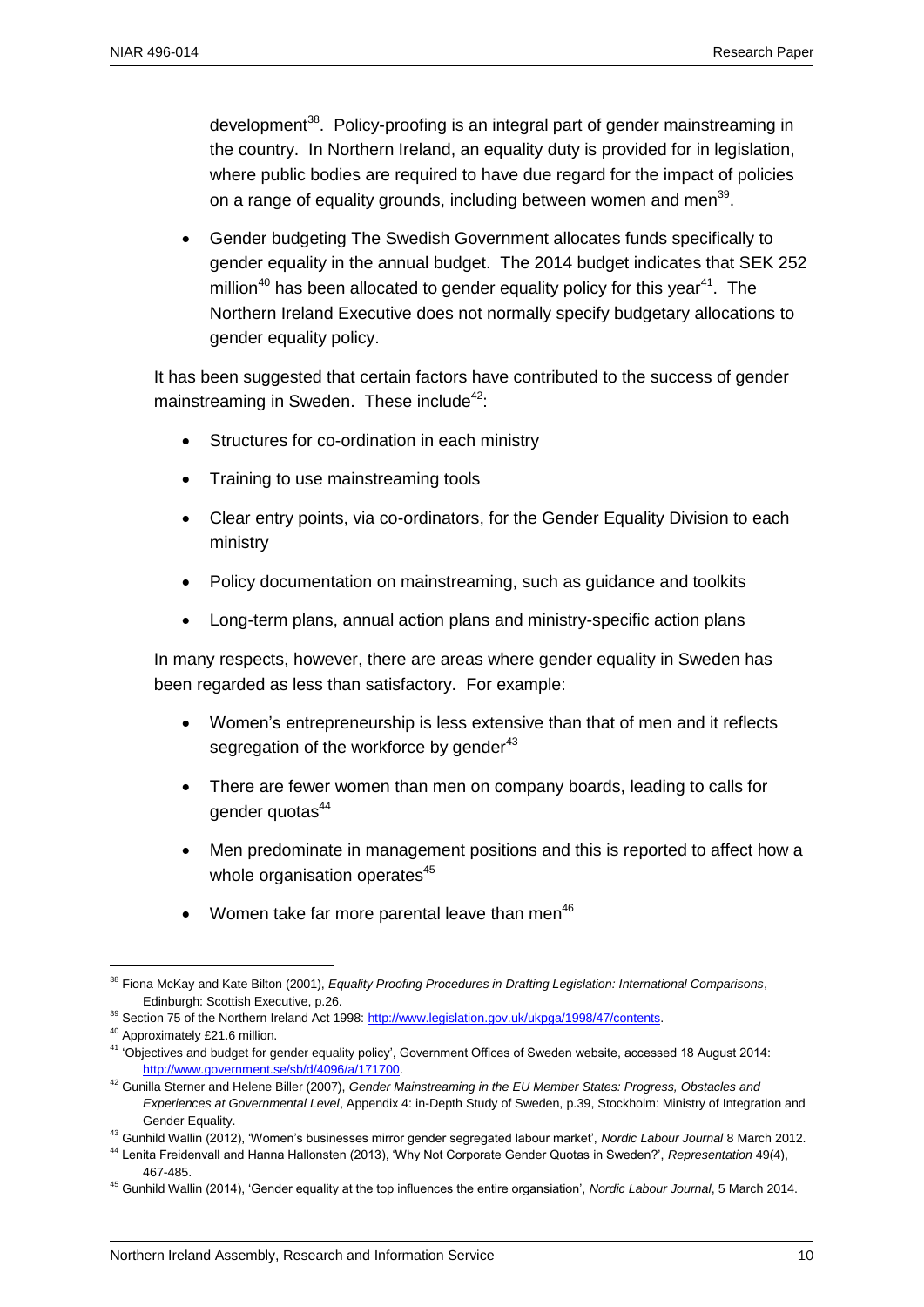development[38]. Policy-proofing is an integral part of gender mainstreaming in the country. In Northern Ireland, an equality duty is provided for in legislation, where public bodies are required to have due regard for the impact of policies on a range of equality grounds, including between women and men[39].

- Gender budgeting The Swedish Government allocates funds specifically to gender equality in the annual budget. The 2014 budget indicates that SEK 252 million[40] has been allocated to gender equality policy for this year[41]. The Northern Ireland Executive does not normally specify budgetary allocations to gender equality policy.

It has been suggested that certain factors have contributed to the success of gender mainstreaming in Sweden. These include[42]:

- Structures for co-ordination in each ministry
- Training to use mainstreaming tools
- Clear entry points, via co-ordinators, for the Gender Equality Division to each ministry
- Policy documentation on mainstreaming, such as guidance and toolkits
- Long-term plans, annual action plans and ministry-specific action plans

In many respects, however, there are areas where gender equality in Sweden has been regarded as less than satisfactory. For example:

- Women's entrepreneurship is less extensive than that of men and it reflects segregation of the workforce by gender[43]
- There are fewer women than men on company boards, leading to calls for gender quotas[44]
- Men predominate in management positions and this is reported to affect how a whole organisation operates[45]
- Women take far more parental leave than men[46]

---

[38] Fiona McKay and Kate Bilton (2001), *Equality Proofing Procedures in Drafting Legislation: International Comparisons*, Edinburgh: Scottish Executive, p.26.

[39] Section 75 of the Northern Ireland Act 1998: http://www.legislation.gov.uk/ukpga/1998/47/contents.

[40] Approximately £21.6 million.

[41] 'Objectives and budget for gender equality policy', Government Offices of Sweden website, accessed 18 August 2014: http://www.government.se/sb/d/4096/a/171700.

[42] Gunilla Sterner and Helene Biller (2007), *Gender Mainstreaming in the EU Member States: Progress, Obstacles and Experiences at Governmental Level*, Appendix 4: in-Depth Study of Sweden, p.39, Stockholm: Ministry of Integration and Gender Equality.

[43] Gunhild Wallin (2012), 'Women's businesses mirror gender segregated labour market', *Nordic Labour Journal* 8 March 2012.

[44] Lenita Freidenvall and Hanna Hallonsten (2013), 'Why Not Corporate Gender Quotas in Sweden?', *Representation* 49(4), 467-485.

[45] Gunhild Wallin (2014), 'Gender equality at the top influences the entire organsiation', *Nordic Labour Journal*, 5 March 2014.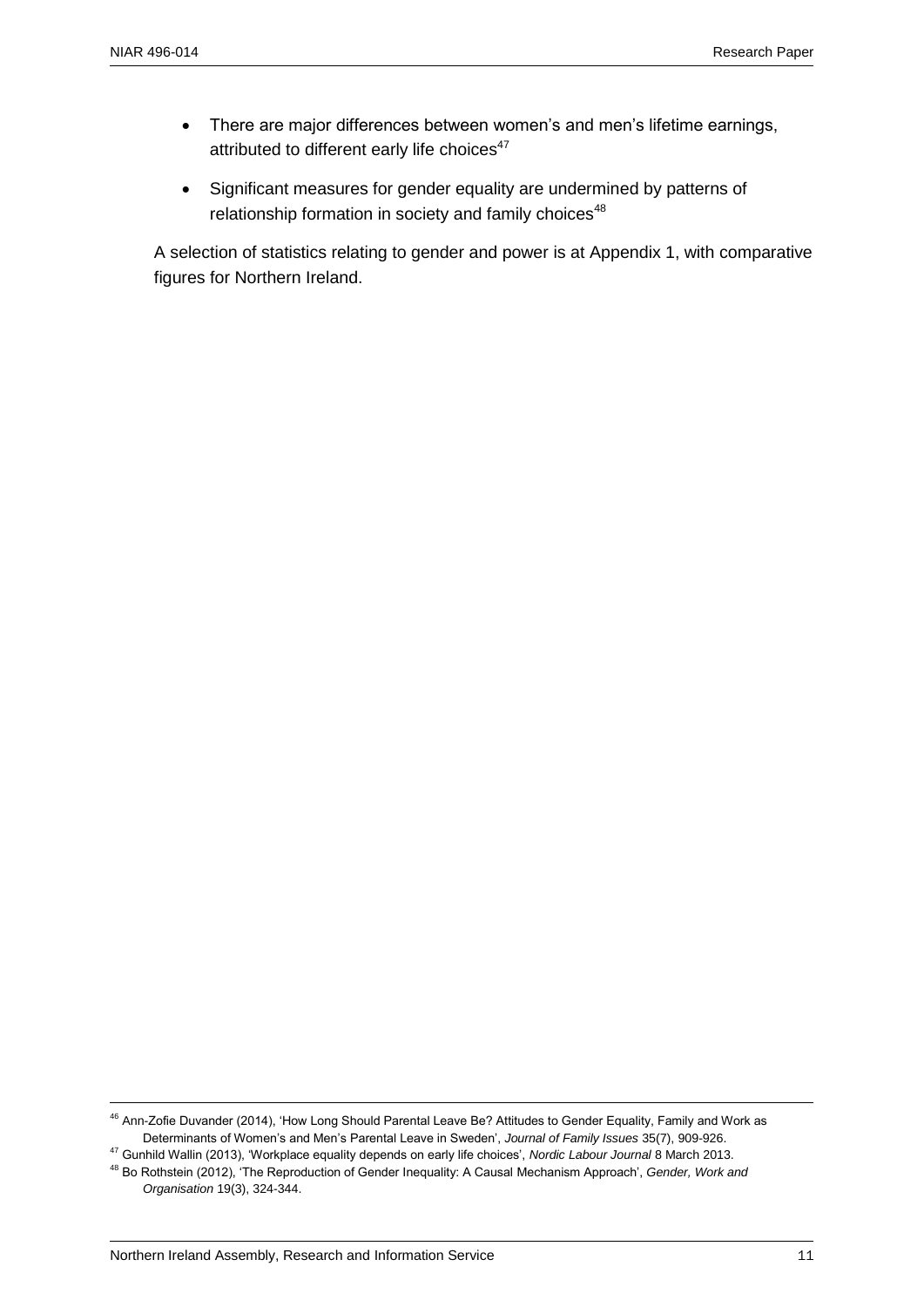- There are major differences between women's and men's lifetime earnings, attributed to different early life choices[47]
- Significant measures for gender equality are undermined by patterns of relationship formation in society and family choices[48]

A selection of statistics relating to gender and power is at Appendix 1, with comparative figures for Northern Ireland.

---

[46] Ann-Zofie Duvander (2014), 'How Long Should Parental Leave Be? Attitudes to Gender Equality, Family and Work as Determinants of Women's and Men's Parental Leave in Sweden', *Journal of Family Issues* 35(7), 909-926.

[47] Gunhild Wallin (2013), 'Workplace equality depends on early life choices', *Nordic Labour Journal* 8 March 2013.

[48] Bo Rothstein (2012), 'The Reproduction of Gender Inequality: A Causal Mechanism Approach', *Gender, Work and Organisation* 19(3), 324-344.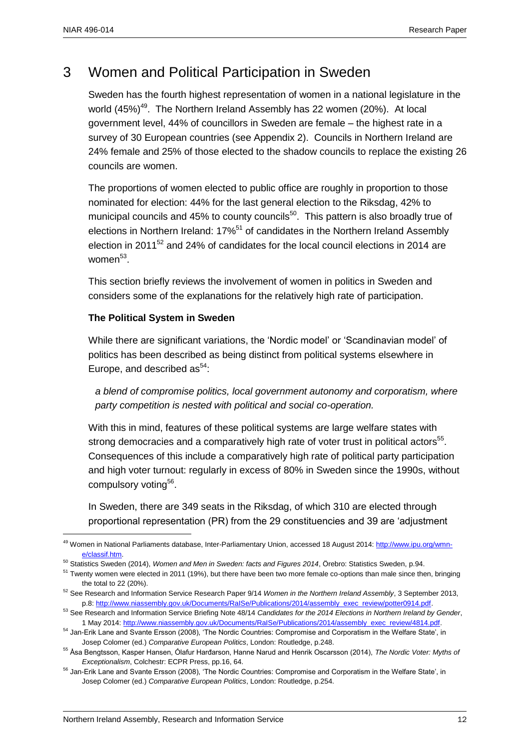# 3 Women and Political Participation in Sweden

Sweden has the fourth highest representation of women in a national legislature in the world (45%)[49]. The Northern Ireland Assembly has 22 women (20%). At local government level, 44% of councillors in Sweden are female – the highest rate in a survey of 30 European countries (see Appendix 2). Councils in Northern Ireland are 24% female and 25% of those elected to the shadow councils to replace the existing 26 councils are women.

The proportions of women elected to public office are roughly in proportion to those nominated for election: 44% for the last general election to the Riksdag, 42% to municipal councils and 45% to county councils[50]. This pattern is also broadly true of elections in Northern Ireland: 17%[51] of candidates in the Northern Ireland Assembly election in 2011[52] and 24% of candidates for the local council elections in 2014 are women[53].

This section briefly reviews the involvement of women in politics in Sweden and considers some of the explanations for the relatively high rate of participation.

**The Political System in Sweden**

While there are significant variations, the 'Nordic model' or 'Scandinavian model' of politics has been described as being distinct from political systems elsewhere in Europe, and described as[54]:

> *a blend of compromise politics, local government autonomy and corporatism, where party competition is nested with political and social co-operation.*

With this in mind, features of these political systems are large welfare states with strong democracies and a comparatively high rate of voter trust in political actors[55]. Consequences of this include a comparatively high rate of political party participation and high voter turnout: regularly in excess of 80% in Sweden since the 1990s, without compulsory voting[56].

In Sweden, there are 349 seats in the Riksdag, of which 310 are elected through proportional representation (PR) from the 29 constituencies and 39 are 'adjustment

---

[49] Women in National Parliaments database, Inter-Parliamentary Union, accessed 18 August 2014: http://www.ipu.org/wmn-e/classif.htm.

[50] Statistics Sweden (2014), *Women and Men in Sweden: facts and Figures 2014*, Örebro: Statistics Sweden, p.94.

[51] Twenty women were elected in 2011 (19%), but there have been two more female co-options than male since then, bringing the total to 22 (20%).

[52] See Research and Information Service Research Paper 9/14 *Women in the Northern Ireland Assembly*, 3 September 2013, p.8: http://www.niassembly.gov.uk/Documents/RaISe/Publications/2014/assembly_exec_review/potter0914.pdf.

[53] See Research and Information Service Briefing Note 48/14 *Candidates for the 2014 Elections in Northern Ireland by Gender*, 1 May 2014: http://www.niassembly.gov.uk/Documents/RaISe/Publications/2014/assembly_exec_review/4814.pdf.

[54] Jan-Erik Lane and Svante Ersson (2008), 'The Nordic Countries: Compromise and Corporatism in the Welfare State', in Josep Colomer (ed.) *Comparative European Politics*, London: Routledge, p.248.

[55] Åsa Bengtsson, Kasper Hansen, Ólafur Harðarson, Hanne Narud and Henrik Oscarsson (2014), *The Nordic Voter: Myths of Exceptionalism*, Colchestr: ECPR Press, pp.16, 64.

[56] Jan-Erik Lane and Svante Ersson (2008), 'The Nordic Countries: Compromise and Corporatism in the Welfare State', in Josep Colomer (ed.) *Comparative European Politics*, London: Routledge, p.254.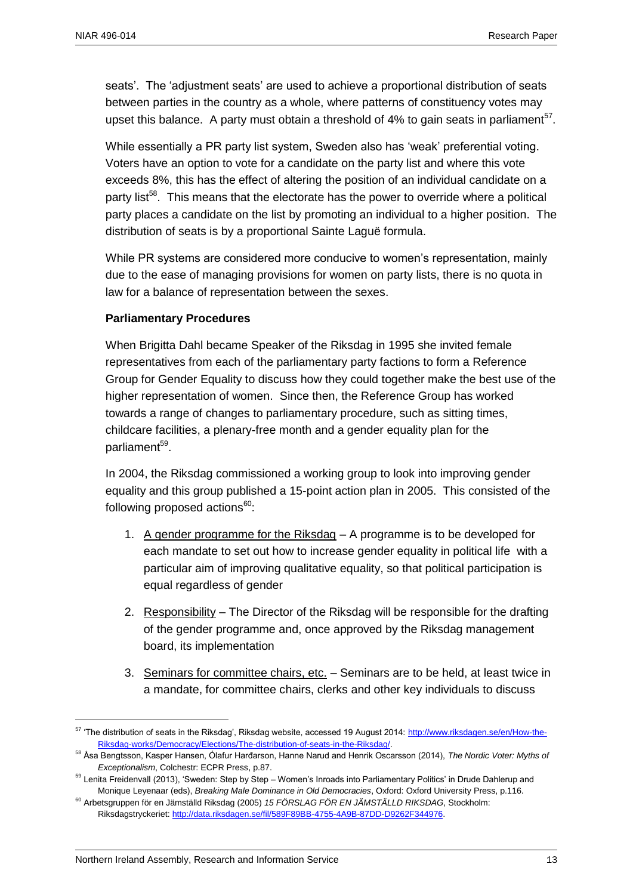seats'. The 'adjustment seats' are used to achieve a proportional distribution of seats between parties in the country as a whole, where patterns of constituency votes may upset this balance. A party must obtain a threshold of 4% to gain seats in parliament[57].

While essentially a PR party list system, Sweden also has 'weak' preferential voting. Voters have an option to vote for a candidate on the party list and where this vote exceeds 8%, this has the effect of altering the position of an individual candidate on a party list[58]. This means that the electorate has the power to override where a political party places a candidate on the list by promoting an individual to a higher position. The distribution of seats is by a proportional Sainte Laguë formula.

While PR systems are considered more conducive to women's representation, mainly due to the ease of managing provisions for women on party lists, there is no quota in law for a balance of representation between the sexes.

**Parliamentary Procedures**

When Brigitta Dahl became Speaker of the Riksdag in 1995 she invited female representatives from each of the parliamentary party factions to form a Reference Group for Gender Equality to discuss how they could together make the best use of the higher representation of women. Since then, the Reference Group has worked towards a range of changes to parliamentary procedure, such as sitting times, childcare facilities, a plenary-free month and a gender equality plan for the parliament[59].

In 2004, the Riksdag commissioned a working group to look into improving gender equality and this group published a 15-point action plan in 2005. This consisted of the following proposed actions[60]:

1. A gender programme for the Riksdag – A programme is to be developed for each mandate to set out how to increase gender equality in political life with a particular aim of improving qualitative equality, so that political participation is equal regardless of gender

2. Responsibility – The Director of the Riksdag will be responsible for the drafting of the gender programme and, once approved by the Riksdag management board, its implementation

3. Seminars for committee chairs, etc. – Seminars are to be held, at least twice in a mandate, for committee chairs, clerks and other key individuals to discuss

---

[57] 'The distribution of seats in the Riksdag', Riksdag website, accessed 19 August 2014: http://www.riksdagen.se/en/How-the-Riksdag-works/Democracy/Elections/The-distribution-of-seats-in-the-Riksdag/.

[58] Åsa Bengtsson, Kasper Hansen, Ólafur Harðarson, Hanne Narud and Henrik Oscarsson (2014), *The Nordic Voter: Myths of Exceptionalism*, Colchestr: ECPR Press, p.87.

[59] Lenita Freidenvall (2013), 'Sweden: Step by Step – Women's Inroads into Parliamentary Politics' in Drude Dahlerup and Monique Leyenaar (eds), *Breaking Male Dominance in Old Democracies*, Oxford: Oxford University Press, p.116.

[60] Arbetsgruppen för en Jämställd Riksdag (2005) *15 FÖRSLAG FÖR EN JÄMSTÄLLD RIKSDAG*, Stockholm: Riksdagstryckeriet: http://data.riksdagen.se/fil/589F89BB-4755-4A9B-87DD-D9262F344976.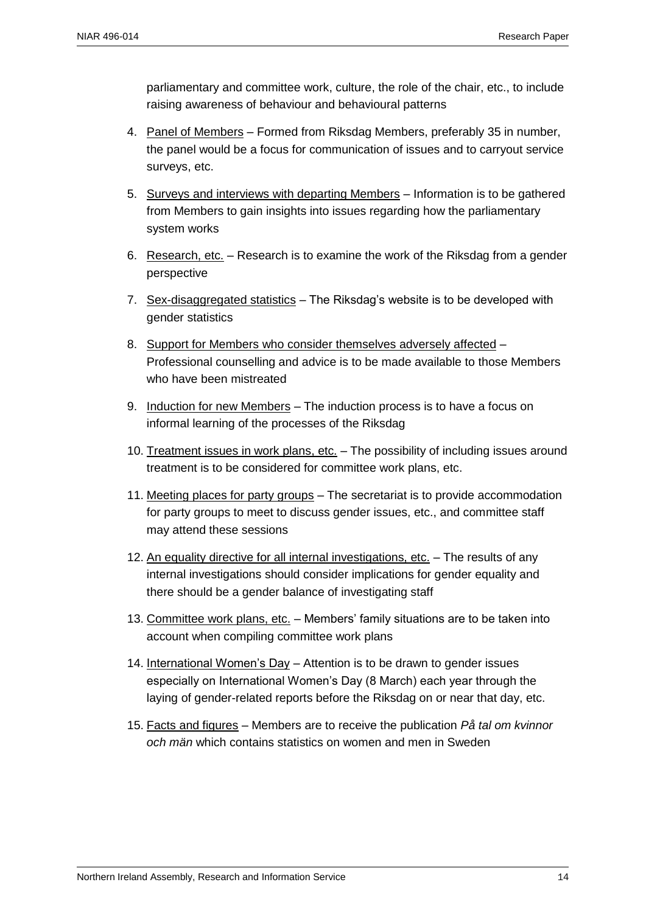parliamentary and committee work, culture, the role of the chair, etc., to include raising awareness of behaviour and behavioural patterns

4. Panel of Members – Formed from Riksdag Members, preferably 35 in number, the panel would be a focus for communication of issues and to carryout service surveys, etc.

5. Surveys and interviews with departing Members – Information is to be gathered from Members to gain insights into issues regarding how the parliamentary system works

6. Research, etc. – Research is to examine the work of the Riksdag from a gender perspective

7. Sex-disaggregated statistics – The Riksdag's website is to be developed with gender statistics

8. Support for Members who consider themselves adversely affected – Professional counselling and advice is to be made available to those Members who have been mistreated

9. Induction for new Members – The induction process is to have a focus on informal learning of the processes of the Riksdag

10. Treatment issues in work plans, etc. – The possibility of including issues around treatment is to be considered for committee work plans, etc.

11. Meeting places for party groups – The secretariat is to provide accommodation for party groups to meet to discuss gender issues, etc., and committee staff may attend these sessions

12. An equality directive for all internal investigations, etc. – The results of any internal investigations should consider implications for gender equality and there should be a gender balance of investigating staff

13. Committee work plans, etc. – Members' family situations are to be taken into account when compiling committee work plans

14. International Women's Day – Attention is to be drawn to gender issues especially on International Women's Day (8 March) each year through the laying of gender-related reports before the Riksdag on or near that day, etc.

15. Facts and figures – Members are to receive the publication *På tal om kvinnor och män* which contains statistics on women and men in Sweden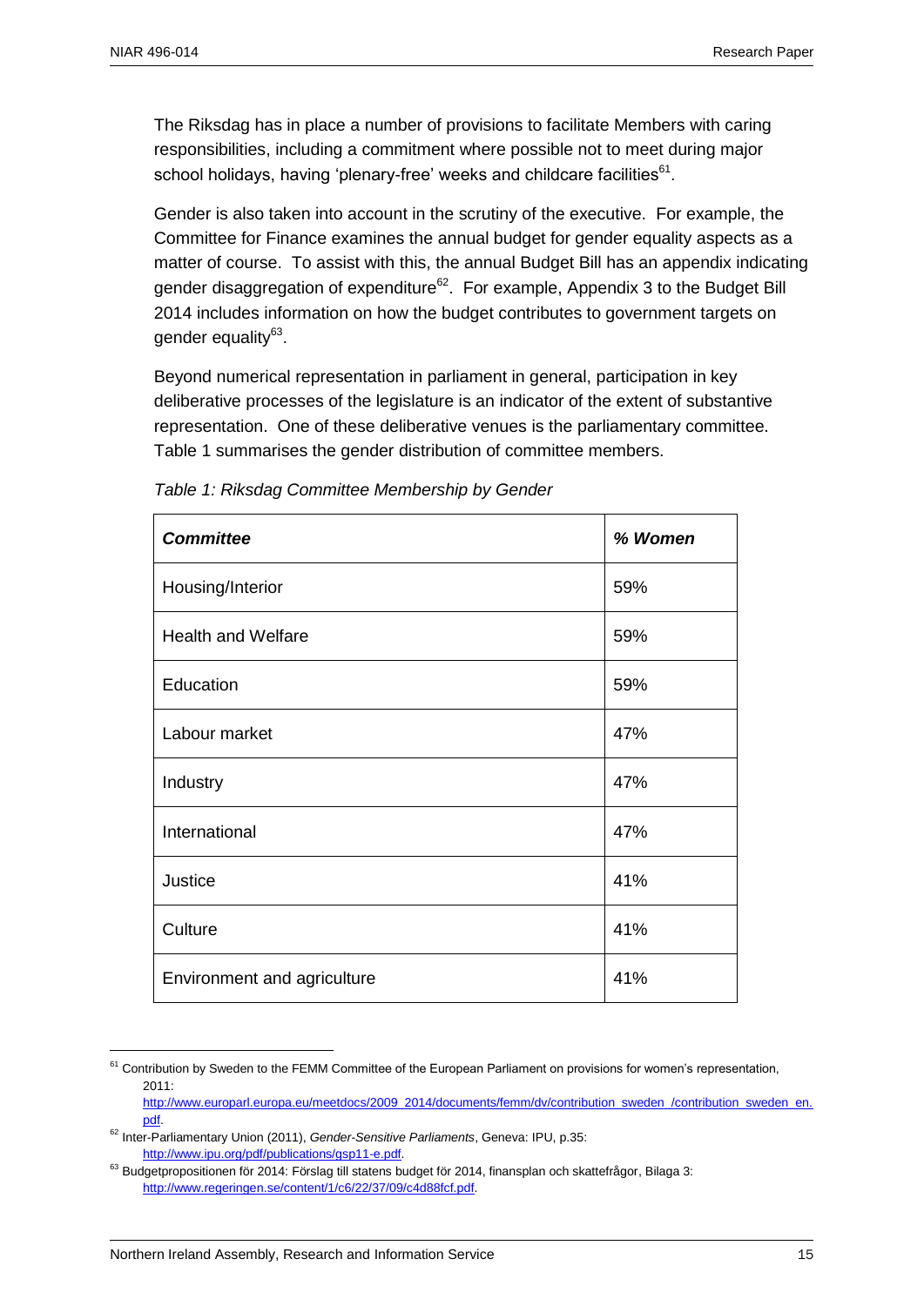The Riksdag has in place a number of provisions to facilitate Members with caring responsibilities, including a commitment where possible not to meet during major school holidays, having 'plenary-free' weeks and childcare facilities[61].

Gender is also taken into account in the scrutiny of the executive. For example, the Committee for Finance examines the annual budget for gender equality aspects as a matter of course. To assist with this, the annual Budget Bill has an appendix indicating gender disaggregation of expenditure[62]. For example, Appendix 3 to the Budget Bill 2014 includes information on how the budget contributes to government targets on gender equality[63].

Beyond numerical representation in parliament in general, participation in key deliberative processes of the legislature is an indicator of the extent of substantive representation. One of these deliberative venues is the parliamentary committee. Table 1 summarises the gender distribution of committee members.

*Table 1: Riksdag Committee Membership by Gender*

| ***Committee*** | ***% Women*** |
|---|---|
| Housing/Interior | 59% |
| Health and Welfare | 59% |
| Education | 59% |
| Labour market | 47% |
| Industry | 47% |
| International | 47% |
| Justice | 41% |
| Culture | 41% |
| Environment and agriculture | 41% |

[61] Contribution by Sweden to the FEMM Committee of the European Parliament on provisions for women's representation, 2011: http://www.europarl.europa.eu/meetdocs/2009_2014/documents/femm/dv/contribution_sweden_/contribution_sweden_en.pdf.

[62] Inter-Parliamentary Union (2011), *Gender-Sensitive Parliaments*, Geneva: IPU, p.35: http://www.ipu.org/pdf/publications/gsp11-e.pdf.

[63] Budgetpropositionen för 2014: Förslag till statens budget för 2014, finansplan och skattefrågor, Bilaga 3: http://www.regeringen.se/content/1/c6/22/37/09/c4d88fcf.pdf.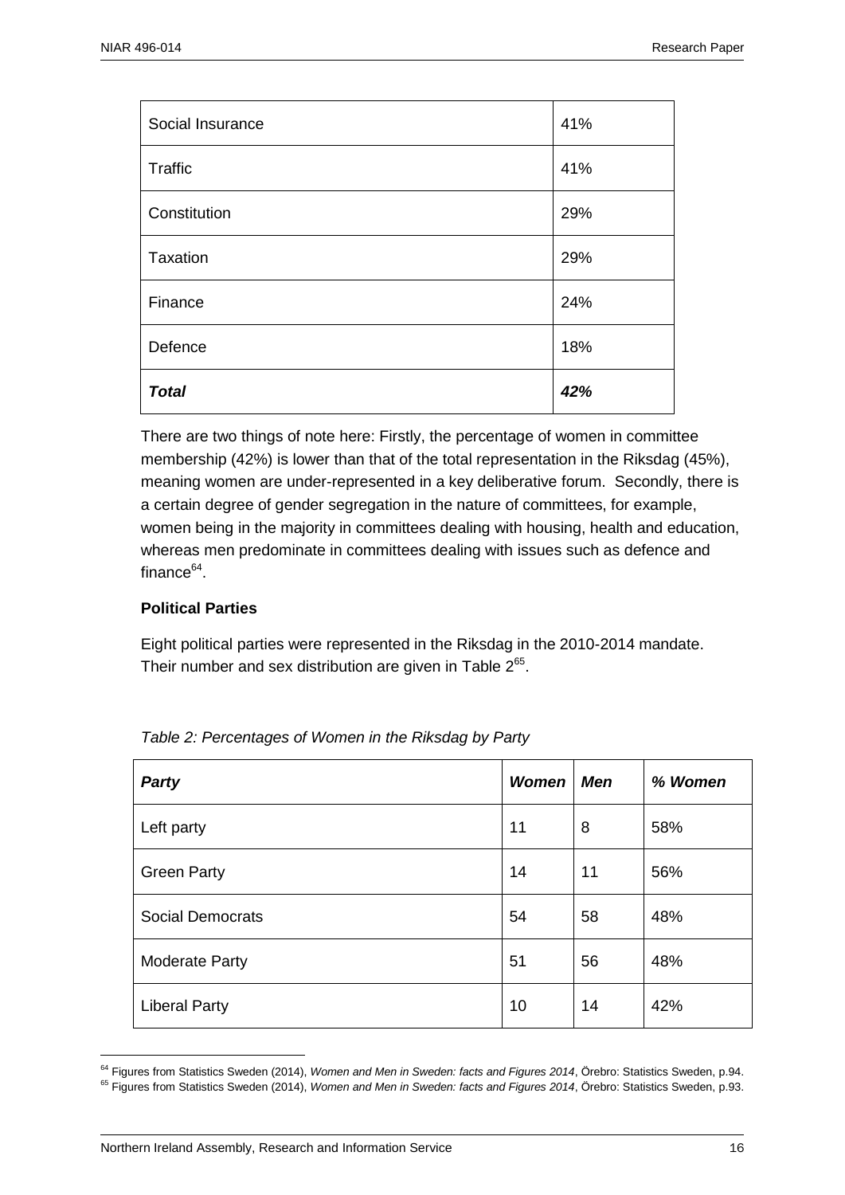| Social Insurance | 41% |
|---|---|
| Traffic | 41% |
| Constitution | 29% |
| Taxation | 29% |
| Finance | 24% |
| Defence | 18% |
| ***Total*** | ***42%*** |

There are two things of note here: Firstly, the percentage of women in committee membership (42%) is lower than that of the total representation in the Riksdag (45%), meaning women are under-represented in a key deliberative forum. Secondly, there is a certain degree of gender segregation in the nature of committees, for example, women being in the majority in committees dealing with housing, health and education, whereas men predominate in committees dealing with issues such as defence and finance[64].

**Political Parties**

Eight political parties were represented in the Riksdag in the 2010-2014 mandate. Their number and sex distribution are given in Table 2[65].

*Table 2: Percentages of Women in the Riksdag by Party*

| ***Party*** | ***Women*** | ***Men*** | ***% Women*** |
|---|---|---|---|
| Left party | 11 | 8 | 58% |
| Green Party | 14 | 11 | 56% |
| Social Democrats | 54 | 58 | 48% |
| Moderate Party | 51 | 56 | 48% |
| Liberal Party | 10 | 14 | 42% |

[64] Figures from Statistics Sweden (2014), *Women and Men in Sweden: facts and Figures 2014*, Örebro: Statistics Sweden, p.94.
[65] Figures from Statistics Sweden (2014), *Women and Men in Sweden: facts and Figures 2014*, Örebro: Statistics Sweden, p.93.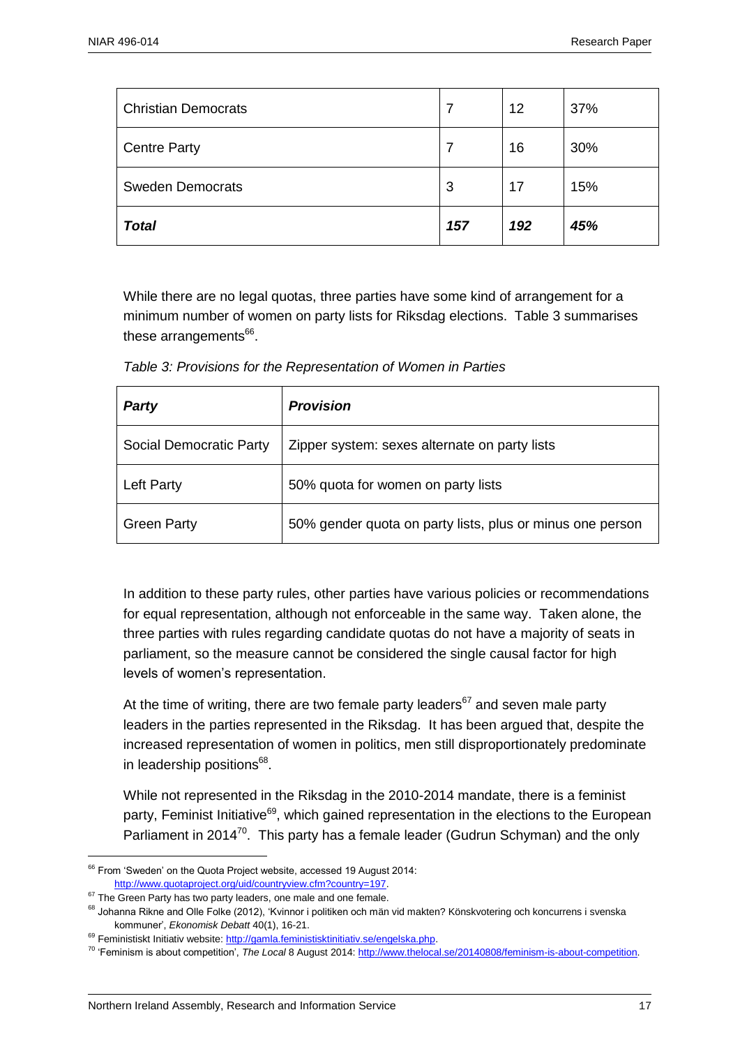| Christian Democrats | 7 | 12 | 37% |
|---|---|---|---|
| Centre Party | 7 | 16 | 30% |
| Sweden Democrats | 3 | 17 | 15% |
| ***Total*** | ***157*** | ***192*** | ***45%*** |

While there are no legal quotas, three parties have some kind of arrangement for a minimum number of women on party lists for Riksdag elections. Table 3 summarises these arrangements[66].

*Table 3: Provisions for the Representation of Women in Parties*

| ***Party*** | ***Provision*** |
|---|---|
| Social Democratic Party | Zipper system: sexes alternate on party lists |
| Left Party | 50% quota for women on party lists |
| Green Party | 50% gender quota on party lists, plus or minus one person |

In addition to these party rules, other parties have various policies or recommendations for equal representation, although not enforceable in the same way. Taken alone, the three parties with rules regarding candidate quotas do not have a majority of seats in parliament, so the measure cannot be considered the single causal factor for high levels of women's representation.

At the time of writing, there are two female party leaders[67] and seven male party leaders in the parties represented in the Riksdag. It has been argued that, despite the increased representation of women in politics, men still disproportionately predominate in leadership positions[68].

While not represented in the Riksdag in the 2010-2014 mandate, there is a feminist party, Feminist Initiative[69], which gained representation in the elections to the European Parliament in 2014[70]. This party has a female leader (Gudrun Schyman) and the only

---

[66] From 'Sweden' on the Quota Project website, accessed 19 August 2014: http://www.quotaproject.org/uid/countryview.cfm?country=197.

[67] The Green Party has two party leaders, one male and one female.

[68] Johanna Rikne and Olle Folke (2012), 'Kvinnor i politiken och män vid makten? Könskvotering och koncurrens i svenska kommuner', *Ekonomisk Debatt* 40(1), 16-21.

[69] Feministiskt Initiativ website: http://gamla.feministisktinitiativ.se/engelska.php.

[70] 'Feminism is about competition', *The Local* 8 August 2014: http://www.thelocal.se/20140808/feminism-is-about-competition.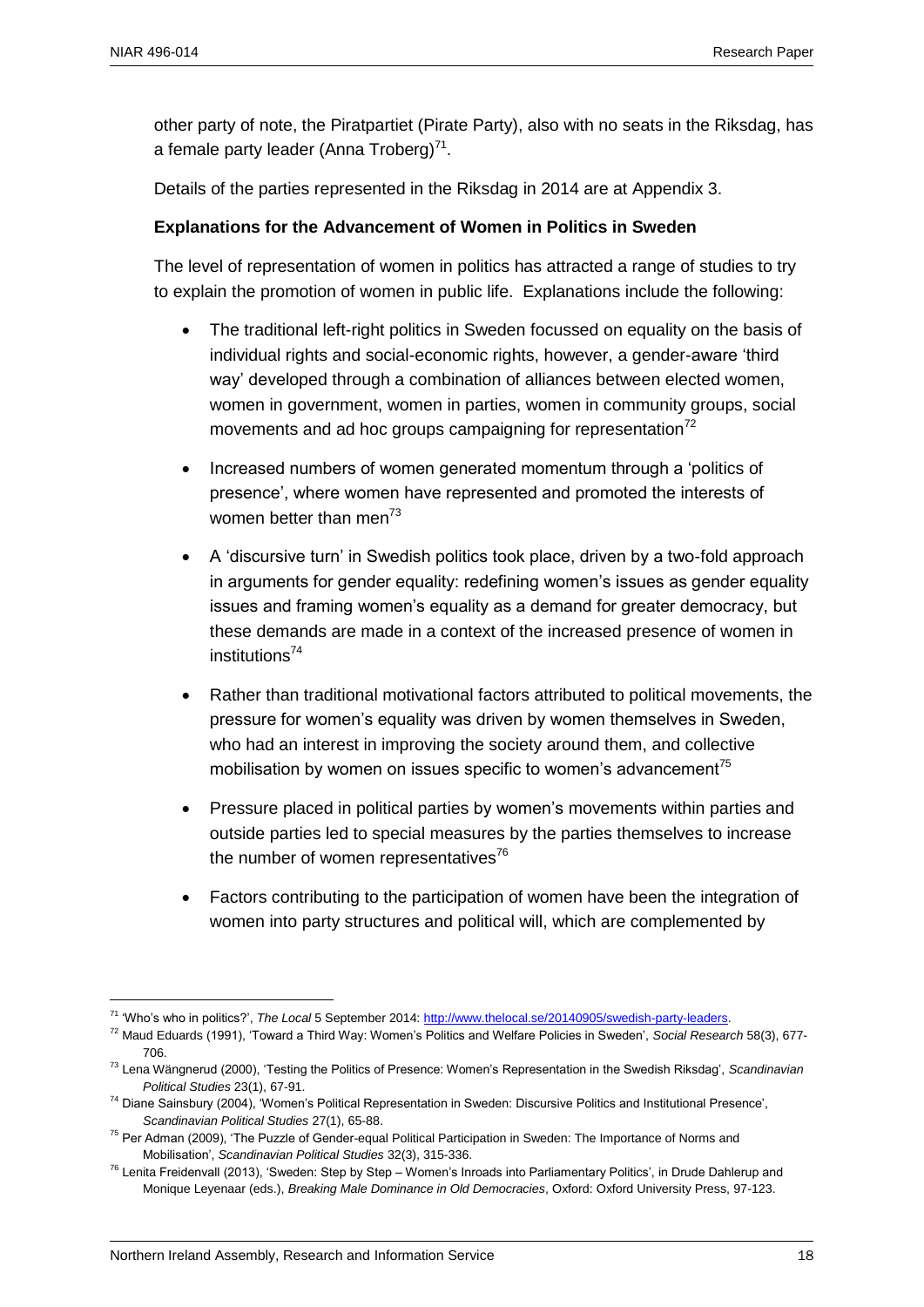other party of note, the Piratpartiet (Pirate Party), also with no seats in the Riksdag, has a female party leader (Anna Troberg)[71].

Details of the parties represented in the Riksdag in 2014 are at Appendix 3.

**Explanations for the Advancement of Women in Politics in Sweden**

The level of representation of women in politics has attracted a range of studies to try to explain the promotion of women in public life. Explanations include the following:

- The traditional left-right politics in Sweden focussed on equality on the basis of individual rights and social-economic rights, however, a gender-aware 'third way' developed through a combination of alliances between elected women, women in government, women in parties, women in community groups, social movements and ad hoc groups campaigning for representation[72]
- Increased numbers of women generated momentum through a 'politics of presence', where women have represented and promoted the interests of women better than men[73]
- A 'discursive turn' in Swedish politics took place, driven by a two-fold approach in arguments for gender equality: redefining women's issues as gender equality issues and framing women's equality as a demand for greater democracy, but these demands are made in a context of the increased presence of women in institutions[74]
- Rather than traditional motivational factors attributed to political movements, the pressure for women's equality was driven by women themselves in Sweden, who had an interest in improving the society around them, and collective mobilisation by women on issues specific to women's advancement[75]
- Pressure placed in political parties by women's movements within parties and outside parties led to special measures by the parties themselves to increase the number of women representatives[76]
- Factors contributing to the participation of women have been the integration of women into party structures and political will, which are complemented by

---

[71] 'Who's who in politics?', *The Local* 5 September 2014: http://www.thelocal.se/20140905/swedish-party-leaders.

[72] Maud Eduards (1991), 'Toward a Third Way: Women's Politics and Welfare Policies in Sweden', *Social Research* 58(3), 677-706.

[73] Lena Wängnerud (2000), 'Testing the Politics of Presence: Women's Representation in the Swedish Riksdag', *Scandinavian Political Studies* 23(1), 67-91.

[74] Diane Sainsbury (2004), 'Women's Political Representation in Sweden: Discursive Politics and Institutional Presence', *Scandinavian Political Studies* 27(1), 65-88.

[75] Per Adman (2009), 'The Puzzle of Gender-equal Political Participation in Sweden: The Importance of Norms and Mobilisation', *Scandinavian Political Studies* 32(3), 315-336.

[76] Lenita Freidenvall (2013), 'Sweden: Step by Step – Women's Inroads into Parliamentary Politics', in Drude Dahlerup and Monique Leyenaar (eds.), *Breaking Male Dominance in Old Democracies*, Oxford: Oxford University Press, 97-123.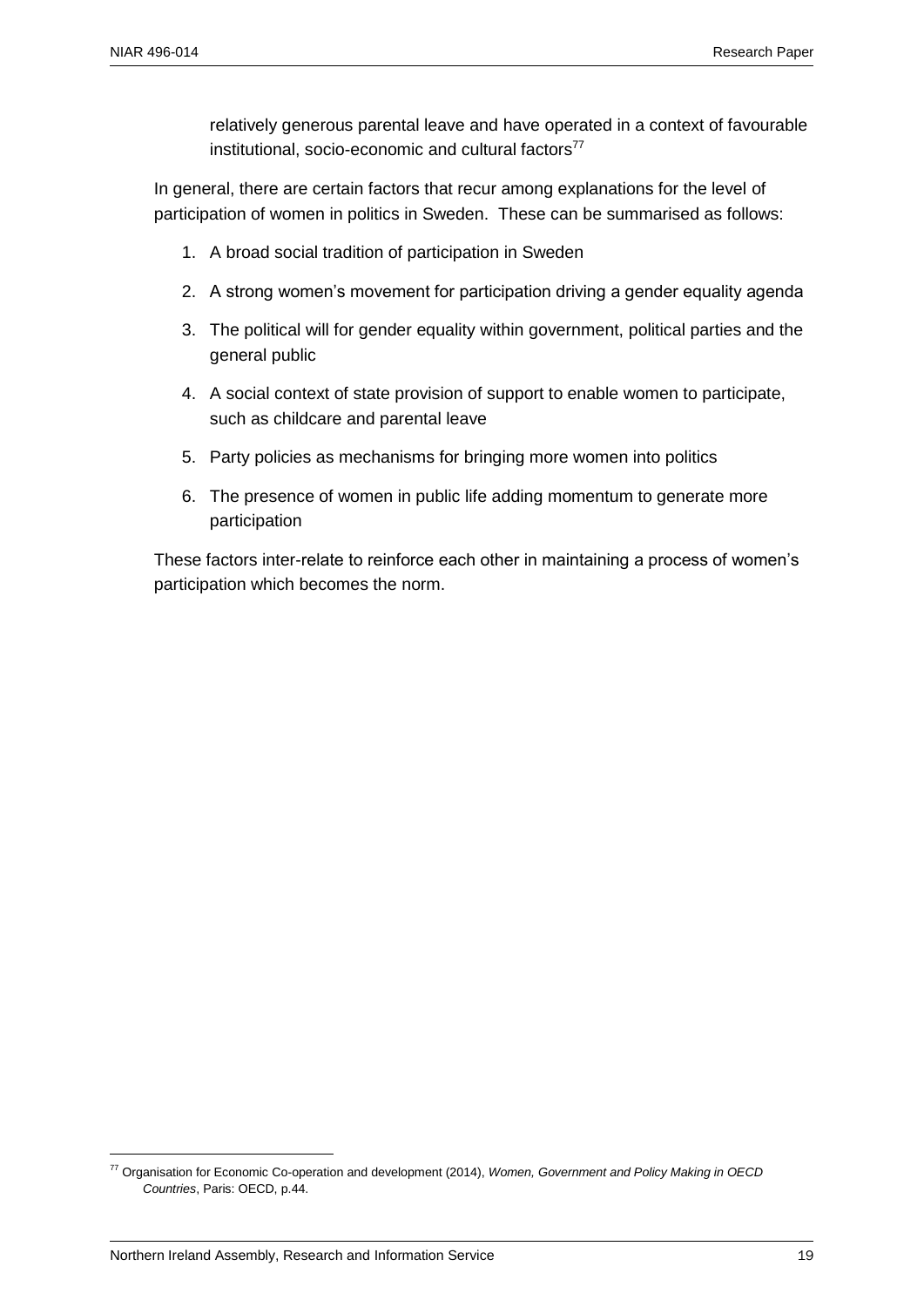relatively generous parental leave and have operated in a context of favourable institutional, socio-economic and cultural factors[77]

In general, there are certain factors that recur among explanations for the level of participation of women in politics in Sweden. These can be summarised as follows:

1. A broad social tradition of participation in Sweden
2. A strong women's movement for participation driving a gender equality agenda
3. The political will for gender equality within government, political parties and the general public
4. A social context of state provision of support to enable women to participate, such as childcare and parental leave
5. Party policies as mechanisms for bringing more women into politics
6. The presence of women in public life adding momentum to generate more participation

These factors inter-relate to reinforce each other in maintaining a process of women's participation which becomes the norm.

[77] Organisation for Economic Co-operation and development (2014), *Women, Government and Policy Making in OECD Countries*, Paris: OECD, p.44.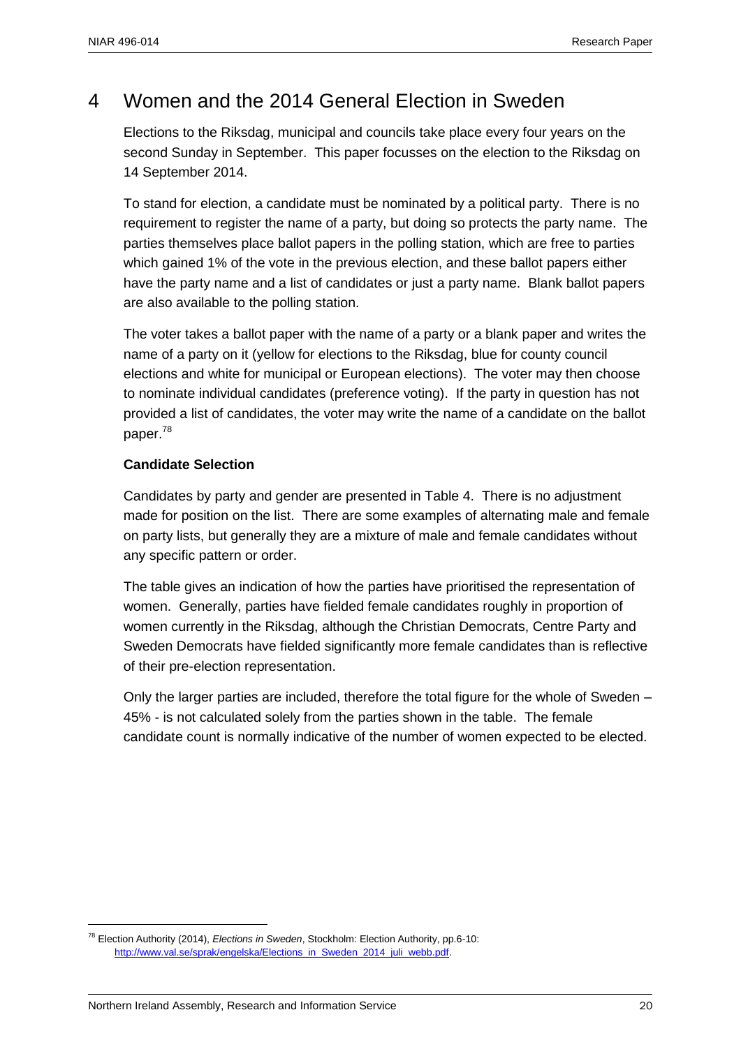# 4 Women and the 2014 General Election in Sweden

Elections to the Riksdag, municipal and councils take place every four years on the second Sunday in September. This paper focusses on the election to the Riksdag on 14 September 2014.

To stand for election, a candidate must be nominated by a political party. There is no requirement to register the name of a party, but doing so protects the party name. The parties themselves place ballot papers in the polling station, which are free to parties which gained 1% of the vote in the previous election, and these ballot papers either have the party name and a list of candidates or just a party name. Blank ballot papers are also available to the polling station.

The voter takes a ballot paper with the name of a party or a blank paper and writes the name of a party on it (yellow for elections to the Riksdag, blue for county council elections and white for municipal or European elections). The voter may then choose to nominate individual candidates (preference voting). If the party in question has not provided a list of candidates, the voter may write the name of a candidate on the ballot paper.[78]

**Candidate Selection**

Candidates by party and gender are presented in Table 4. There is no adjustment made for position on the list. There are some examples of alternating male and female on party lists, but generally they are a mixture of male and female candidates without any specific pattern or order.

The table gives an indication of how the parties have prioritised the representation of women. Generally, parties have fielded female candidates roughly in proportion of women currently in the Riksdag, although the Christian Democrats, Centre Party and Sweden Democrats have fielded significantly more female candidates than is reflective of their pre-election representation.

Only the larger parties are included, therefore the total figure for the whole of Sweden – 45% - is not calculated solely from the parties shown in the table. The female candidate count is normally indicative of the number of women expected to be elected.

[78] Election Authority (2014), *Elections in Sweden*, Stockholm: Election Authority, pp.6-10: http://www.val.se/sprak/engelska/Elections_in_Sweden_2014_juli_webb.pdf.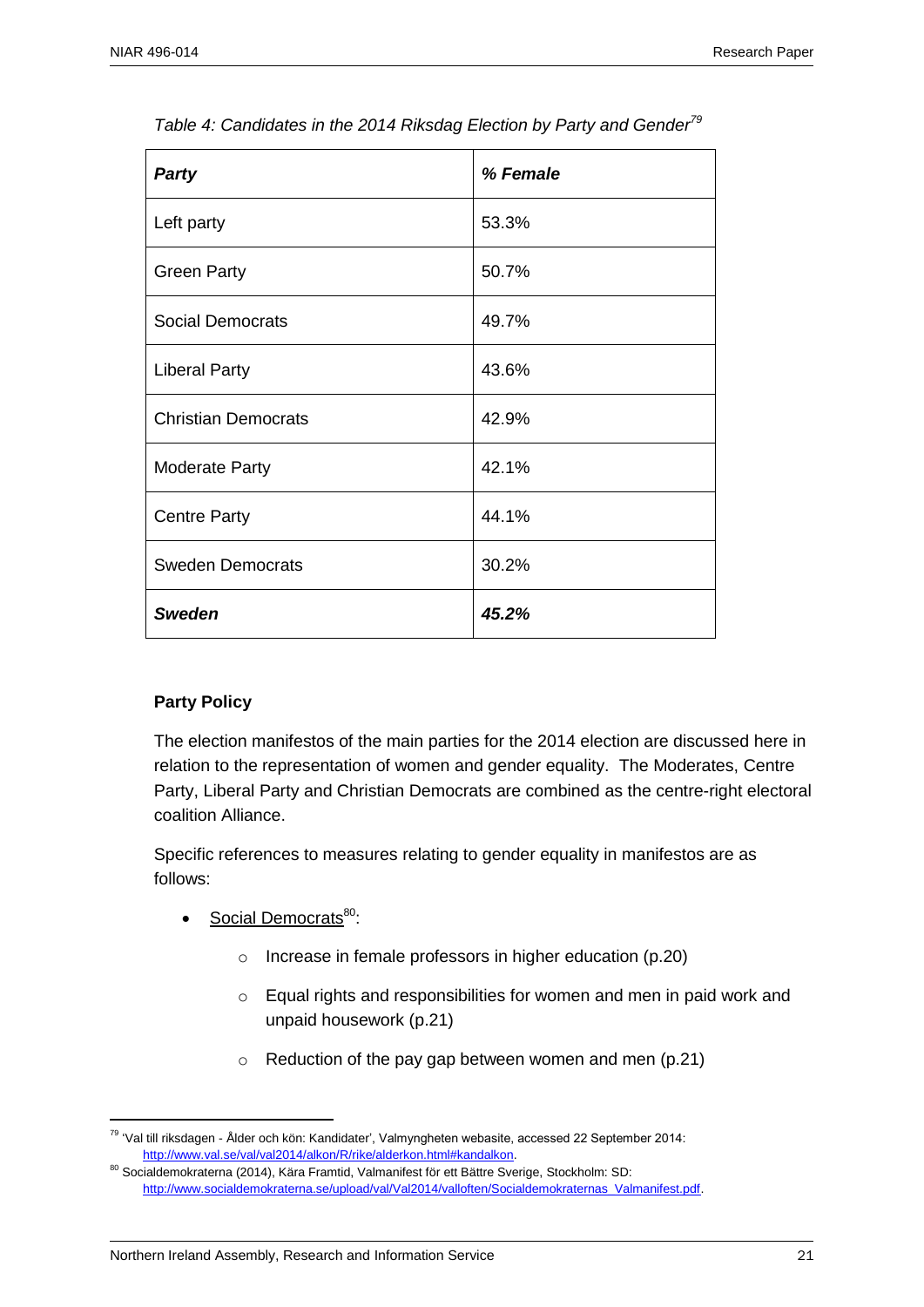*Table 4: Candidates in the 2014 Riksdag Election by Party and Gender*[79]

| ***Party*** | ***% Female*** |
|---|---|
| Left party | 53.3% |
| Green Party | 50.7% |
| Social Democrats | 49.7% |
| Liberal Party | 43.6% |
| Christian Democrats | 42.9% |
| Moderate Party | 42.1% |
| Centre Party | 44.1% |
| Sweden Democrats | 30.2% |
| ***Sweden*** | ***45.2%*** |

**Party Policy**

The election manifestos of the main parties for the 2014 election are discussed here in relation to the representation of women and gender equality. The Moderates, Centre Party, Liberal Party and Christian Democrats are combined as the centre-right electoral coalition Alliance.

Specific references to measures relating to gender equality in manifestos are as follows:

- Social Democrats[80]:
  - Increase in female professors in higher education (p.20)
  - Equal rights and responsibilities for women and men in paid work and unpaid housework (p.21)
  - Reduction of the pay gap between women and men (p.21)

---

[79] 'Val till riksdagen - Ålder och kön: Kandidater', Valmyngheten webasite, accessed 22 September 2014: http://www.val.se/val/val2014/alkon/R/rike/alderkon.html#kandalkon.

[80] Socialdemokraterna (2014), Kära Framtid, Valmanifest för ett Bättre Sverige, Stockholm: SD: http://www.socialdemokraterna.se/upload/val/Val2014/valloften/Socialdemokraternas_Valmanifest.pdf.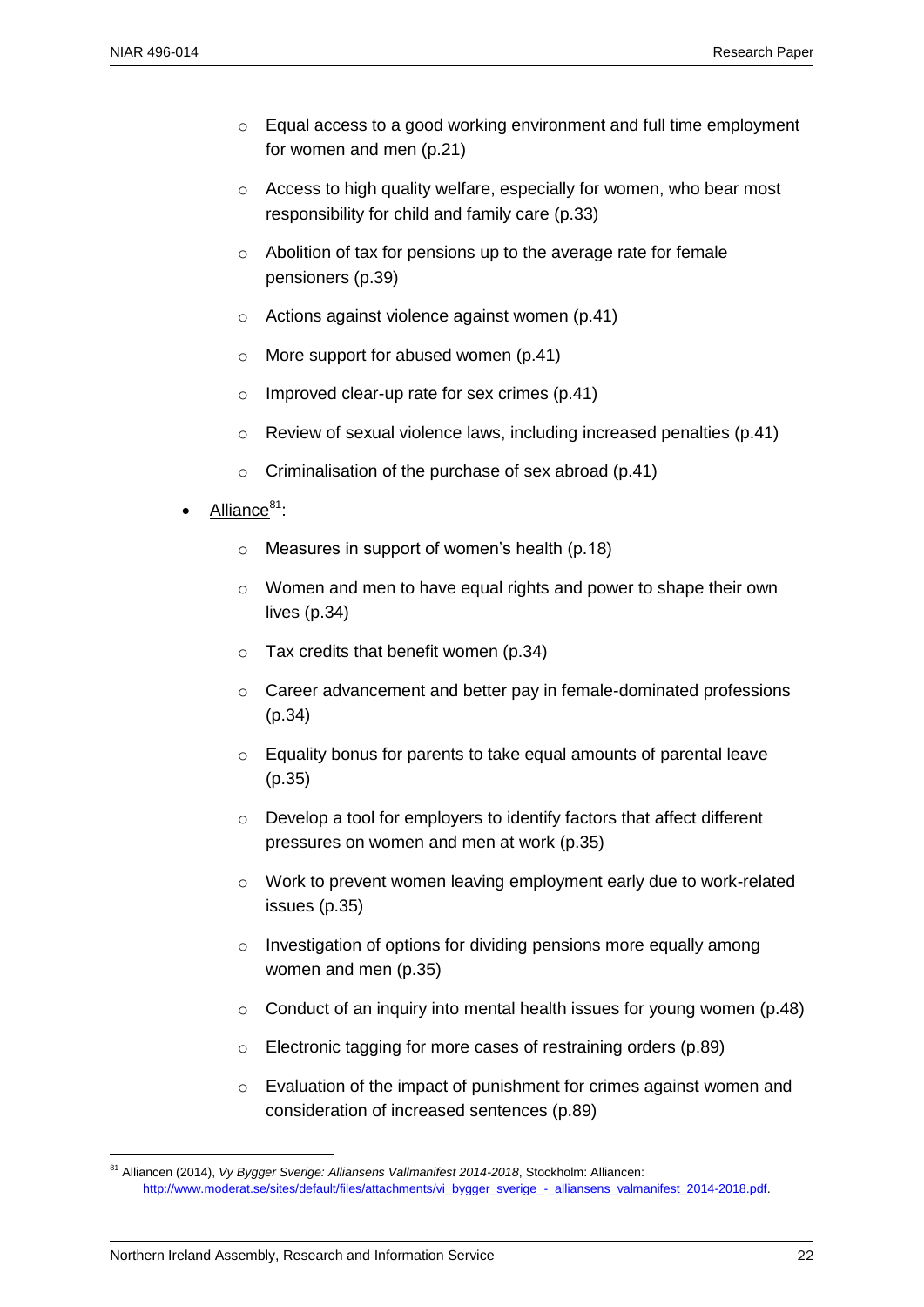- Equal access to a good working environment and full time employment for women and men (p.21)
    - Access to high quality welfare, especially for women, who bear most responsibility for child and family care (p.33)
    - Abolition of tax for pensions up to the average rate for female pensioners (p.39)
    - Actions against violence against women (p.41)
    - More support for abused women (p.41)
    - Improved clear-up rate for sex crimes (p.41)
    - Review of sexual violence laws, including increased penalties (p.41)
    - Criminalisation of the purchase of sex abroad (p.41)

- Alliance[81]:
    - Measures in support of women's health (p.18)
    - Women and men to have equal rights and power to shape their own lives (p.34)
    - Tax credits that benefit women (p.34)
    - Career advancement and better pay in female-dominated professions (p.34)
    - Equality bonus for parents to take equal amounts of parental leave (p.35)
    - Develop a tool for employers to identify factors that affect different pressures on women and men at work (p.35)
    - Work to prevent women leaving employment early due to work-related issues (p.35)
    - Investigation of options for dividing pensions more equally among women and men (p.35)
    - Conduct of an inquiry into mental health issues for young women (p.48)
    - Electronic tagging for more cases of restraining orders (p.89)
    - Evaluation of the impact of punishment for crimes against women and consideration of increased sentences (p.89)

---

[81] Alliancen (2014), *Vy Bygger Sverige: Alliansens Vallmanifest 2014-2018*, Stockholm: Alliancen: http://www.moderat.se/sites/default/files/attachments/vi_bygger_sverige_-_alliansens_valmanifest_2014-2018.pdf.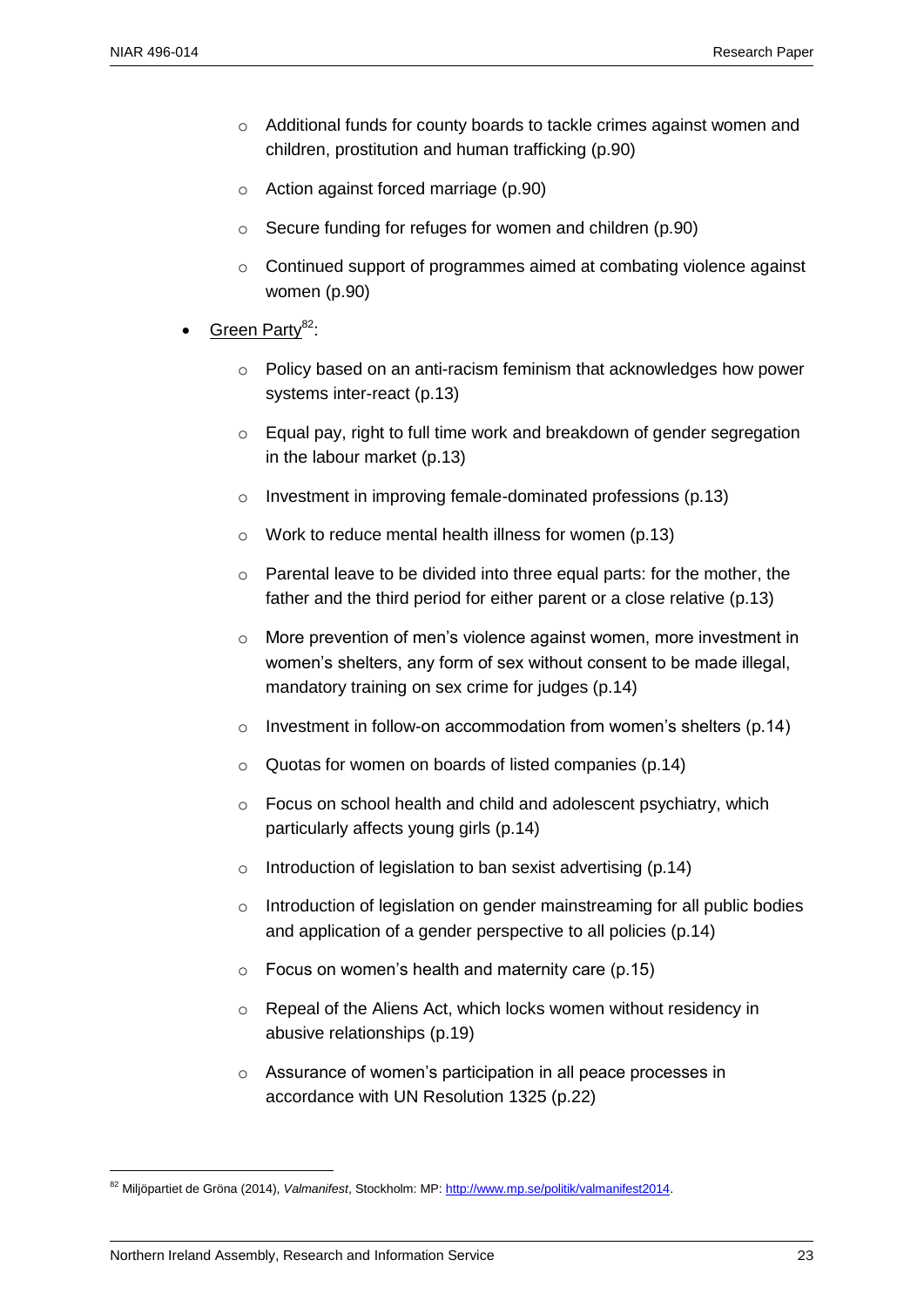- Additional funds for county boards to tackle crimes against women and children, prostitution and human trafficking (p.90)
  - Action against forced marriage (p.90)
  - Secure funding for refuges for women and children (p.90)
  - Continued support of programmes aimed at combating violence against women (p.90)

- Green Party[82]:
  - Policy based on an anti-racism feminism that acknowledges how power systems inter-react (p.13)
  - Equal pay, right to full time work and breakdown of gender segregation in the labour market (p.13)
  - Investment in improving female-dominated professions (p.13)
  - Work to reduce mental health illness for women (p.13)
  - Parental leave to be divided into three equal parts: for the mother, the father and the third period for either parent or a close relative (p.13)
  - More prevention of men's violence against women, more investment in women's shelters, any form of sex without consent to be made illegal, mandatory training on sex crime for judges (p.14)
  - Investment in follow-on accommodation from women's shelters (p.14)
  - Quotas for women on boards of listed companies (p.14)
  - Focus on school health and child and adolescent psychiatry, which particularly affects young girls (p.14)
  - Introduction of legislation to ban sexist advertising (p.14)
  - Introduction of legislation on gender mainstreaming for all public bodies and application of a gender perspective to all policies (p.14)
  - Focus on women's health and maternity care (p.15)
  - Repeal of the Aliens Act, which locks women without residency in abusive relationships (p.19)
  - Assurance of women's participation in all peace processes in accordance with UN Resolution 1325 (p.22)

---

[82] Miljöpartiet de Gröna (2014), *Valmanifest*, Stockholm: MP: http://www.mp.se/politik/valmanifest2014.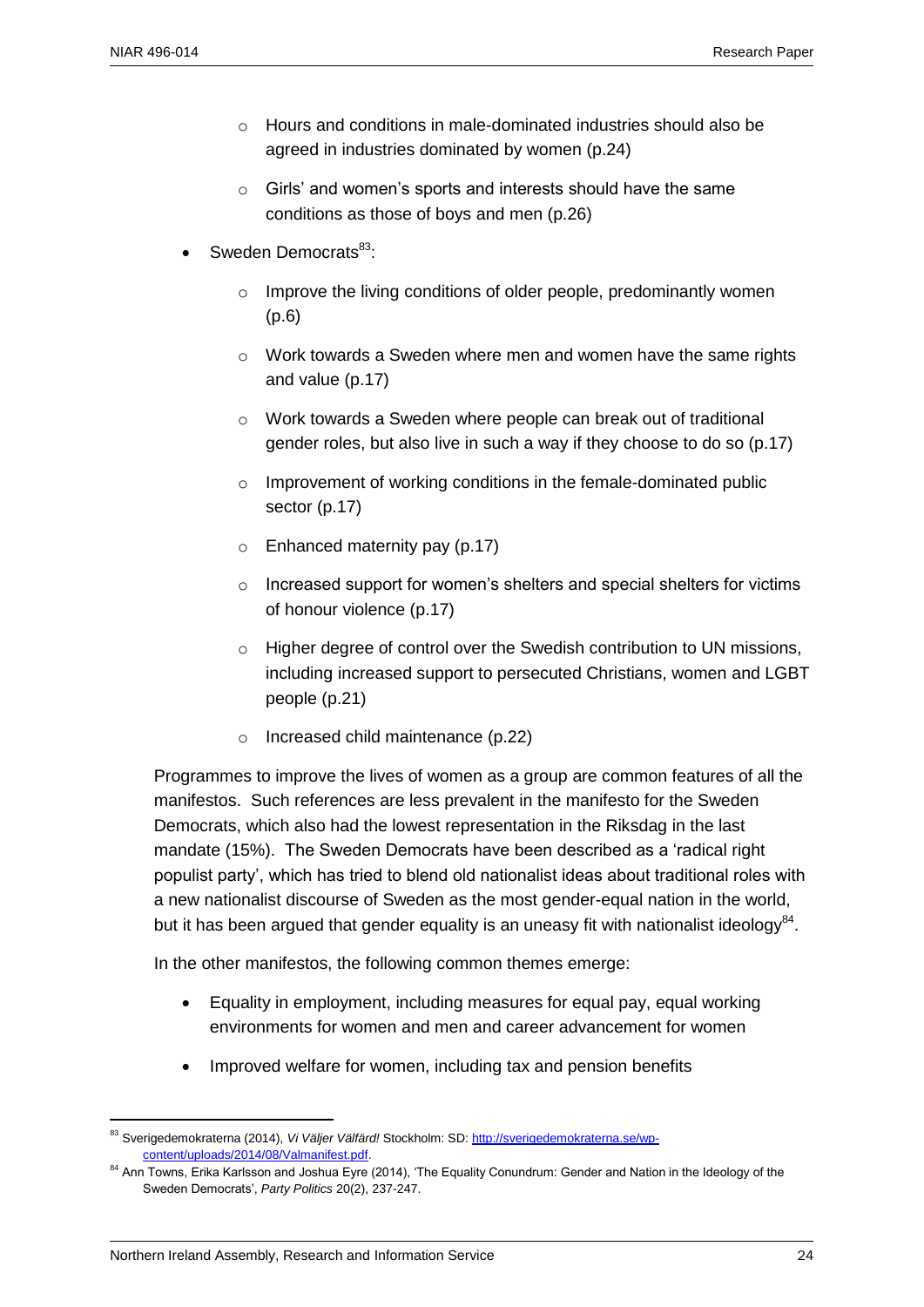- Hours and conditions in male-dominated industries should also be agreed in industries dominated by women (p.24)
  - Girls' and women's sports and interests should have the same conditions as those of boys and men (p.26)

- Sweden Democrats[83]:
  - Improve the living conditions of older people, predominantly women (p.6)
  - Work towards a Sweden where men and women have the same rights and value (p.17)
  - Work towards a Sweden where people can break out of traditional gender roles, but also live in such a way if they choose to do so (p.17)
  - Improvement of working conditions in the female-dominated public sector (p.17)
  - Enhanced maternity pay (p.17)
  - Increased support for women's shelters and special shelters for victims of honour violence (p.17)
  - Higher degree of control over the Swedish contribution to UN missions, including increased support to persecuted Christians, women and LGBT people (p.21)
  - Increased child maintenance (p.22)

Programmes to improve the lives of women as a group are common features of all the manifestos. Such references are less prevalent in the manifesto for the Sweden Democrats, which also had the lowest representation in the Riksdag in the last mandate (15%). The Sweden Democrats have been described as a 'radical right populist party', which has tried to blend old nationalist ideas about traditional roles with a new nationalist discourse of Sweden as the most gender-equal nation in the world, but it has been argued that gender equality is an uneasy fit with nationalist ideology[84].

In the other manifestos, the following common themes emerge:

- Equality in employment, including measures for equal pay, equal working environments for women and men and career advancement for women
- Improved welfare for women, including tax and pension benefits

---

[83] Sverigedemokraterna (2014), *Vi Väljer Välfärd!* Stockholm: SD: http://sverigedemokraterna.se/wp-content/uploads/2014/08/Valmanifest.pdf.

[84] Ann Towns, Erika Karlsson and Joshua Eyre (2014), 'The Equality Conundrum: Gender and Nation in the Ideology of the Sweden Democrats', *Party Politics* 20(2), 237-247.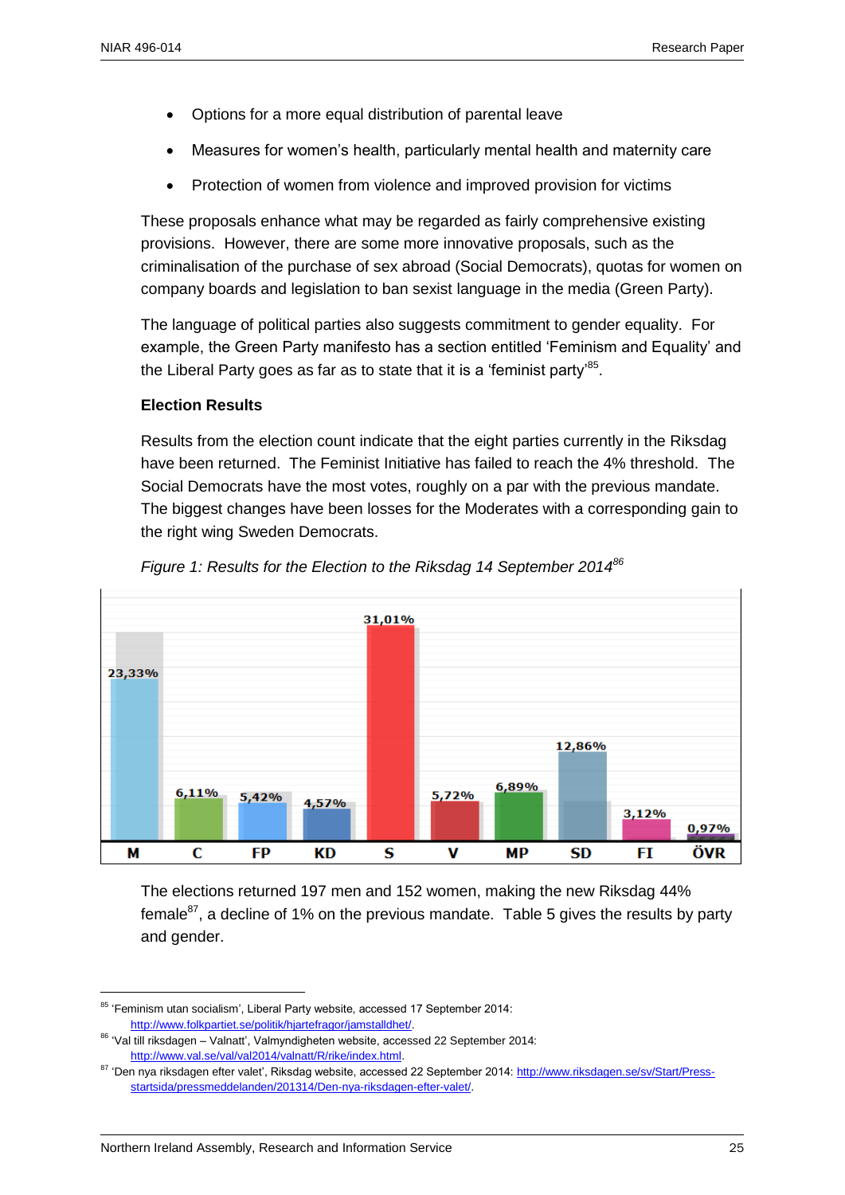- Options for a more equal distribution of parental leave
- Measures for women's health, particularly mental health and maternity care
- Protection of women from violence and improved provision for victims

These proposals enhance what may be regarded as fairly comprehensive existing provisions. However, there are some more innovative proposals, such as the criminalisation of the purchase of sex abroad (Social Democrats), quotas for women on company boards and legislation to ban sexist language in the media (Green Party).

The language of political parties also suggests commitment to gender equality. For example, the Green Party manifesto has a section entitled 'Feminism and Equality' and the Liberal Party goes as far as to state that it is a 'feminist party'[85].

### Election Results

Results from the election count indicate that the eight parties currently in the Riksdag have been returned. The Feminist Initiative has failed to reach the 4% threshold. The Social Democrats have the most votes, roughly on a par with the previous mandate. The biggest changes have been losses for the Moderates with a corresponding gain to the right wing Sweden Democrats.

*Figure 1: Results for the Election to the Riksdag 14 September 2014*[86]

| M | C | FP | KD | S | V | MP | SD | FI | ÖVR |
|---|---|---|---|---|---|---|---|---|---|
| 23,33% | 6,11% | 5,42% | 4,57% | 31,01% | 5,72% | 6,89% | 12,86% | 3,12% | 0,97% |

The elections returned 197 men and 152 women, making the new Riksdag 44% female[87], a decline of 1% on the previous mandate. Table 5 gives the results by party and gender.

---

[85] 'Feminism utan socialism', Liberal Party website, accessed 17 September 2014: http://www.folkpartiet.se/politik/hjartefragor/jamstalldhet/.

[86] 'Val till riksdagen – Valnatt', Valmyndigheten website, accessed 22 September 2014: http://www.val.se/val/val2014/valnatt/R/rike/index.html.

[87] 'Den nya riksdagen efter valet', Riksdag website, accessed 22 September 2014: http://www.riksdagen.se/sv/Start/Press-startsida/pressmeddelanden/201314/Den-nya-riksdagen-efter-valet/.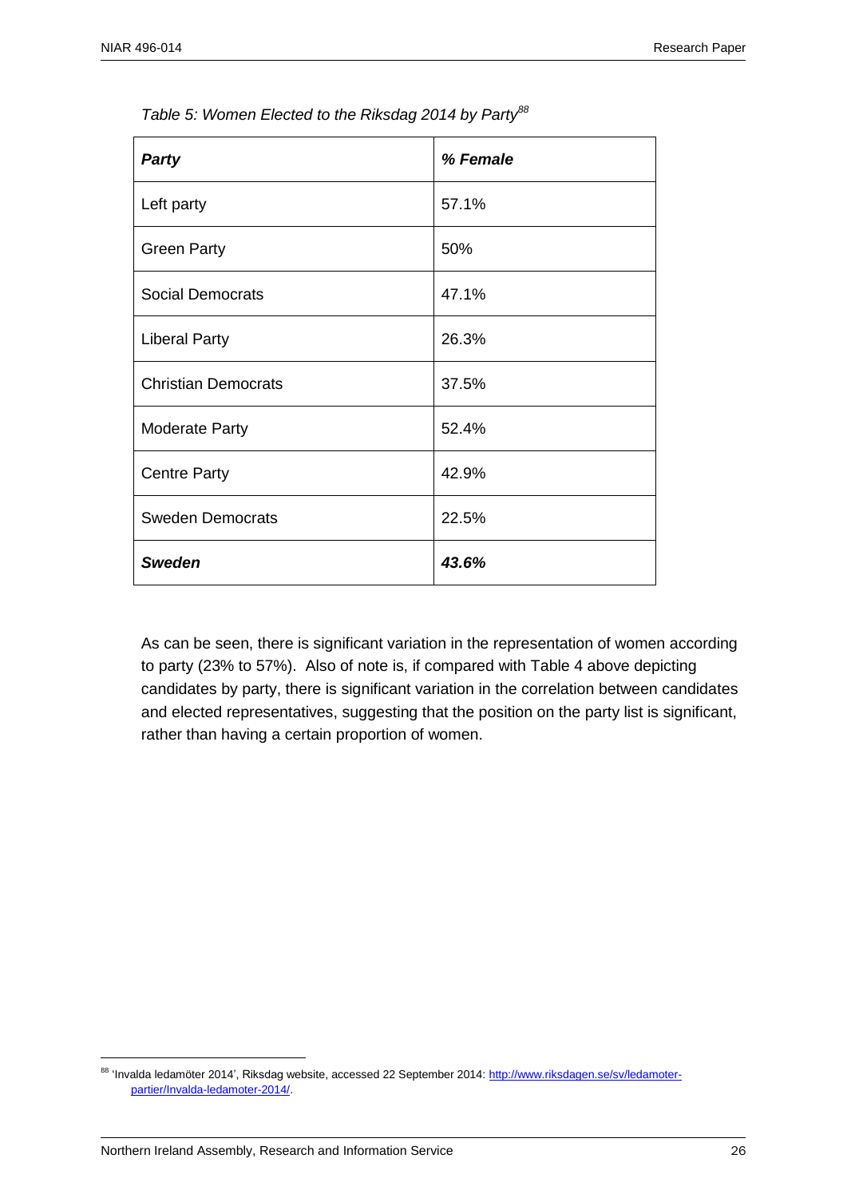*Table 5: Women Elected to the Riksdag 2014 by Party*[88]

| ***Party*** | ***% Female*** |
|---|---|
| Left party | 57.1% |
| Green Party | 50% |
| Social Democrats | 47.1% |
| Liberal Party | 26.3% |
| Christian Democrats | 37.5% |
| Moderate Party | 52.4% |
| Centre Party | 42.9% |
| Sweden Democrats | 22.5% |
| ***Sweden*** | ***43.6%*** |

As can be seen, there is significant variation in the representation of women according to party (23% to 57%). Also of note is, if compared with Table 4 above depicting candidates by party, there is significant variation in the correlation between candidates and elected representatives, suggesting that the position on the party list is significant, rather than having a certain proportion of women.

---

[88] 'Invalda ledamöter 2014', Riksdag website, accessed 22 September 2014: http://www.riksdagen.se/sv/ledamoter-partier/Invalda-ledamoter-2014/.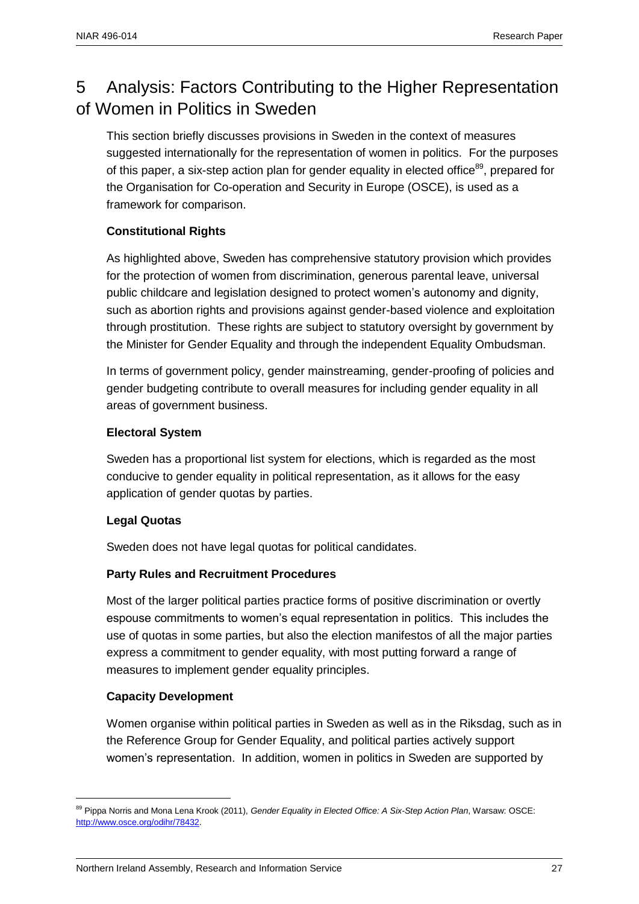# 5 Analysis: Factors Contributing to the Higher Representation of Women in Politics in Sweden

This section briefly discusses provisions in Sweden in the context of measures suggested internationally for the representation of women in politics. For the purposes of this paper, a six-step action plan for gender equality in elected office[89], prepared for the Organisation for Co-operation and Security in Europe (OSCE), is used as a framework for comparison.

**Constitutional Rights**

As highlighted above, Sweden has comprehensive statutory provision which provides for the protection of women from discrimination, generous parental leave, universal public childcare and legislation designed to protect women's autonomy and dignity, such as abortion rights and provisions against gender-based violence and exploitation through prostitution. These rights are subject to statutory oversight by government by the Minister for Gender Equality and through the independent Equality Ombudsman.

In terms of government policy, gender mainstreaming, gender-proofing of policies and gender budgeting contribute to overall measures for including gender equality in all areas of government business.

**Electoral System**

Sweden has a proportional list system for elections, which is regarded as the most conducive to gender equality in political representation, as it allows for the easy application of gender quotas by parties.

**Legal Quotas**

Sweden does not have legal quotas for political candidates.

**Party Rules and Recruitment Procedures**

Most of the larger political parties practice forms of positive discrimination or overtly espouse commitments to women's equal representation in politics. This includes the use of quotas in some parties, but also the election manifestos of all the major parties express a commitment to gender equality, with most putting forward a range of measures to implement gender equality principles.

**Capacity Development**

Women organise within political parties in Sweden as well as in the Riksdag, such as in the Reference Group for Gender Equality, and political parties actively support women's representation. In addition, women in politics in Sweden are supported by

---

[89] Pippa Norris and Mona Lena Krook (2011), *Gender Equality in Elected Office: A Six-Step Action Plan*, Warsaw: OSCE: http://www.osce.org/odihr/78432.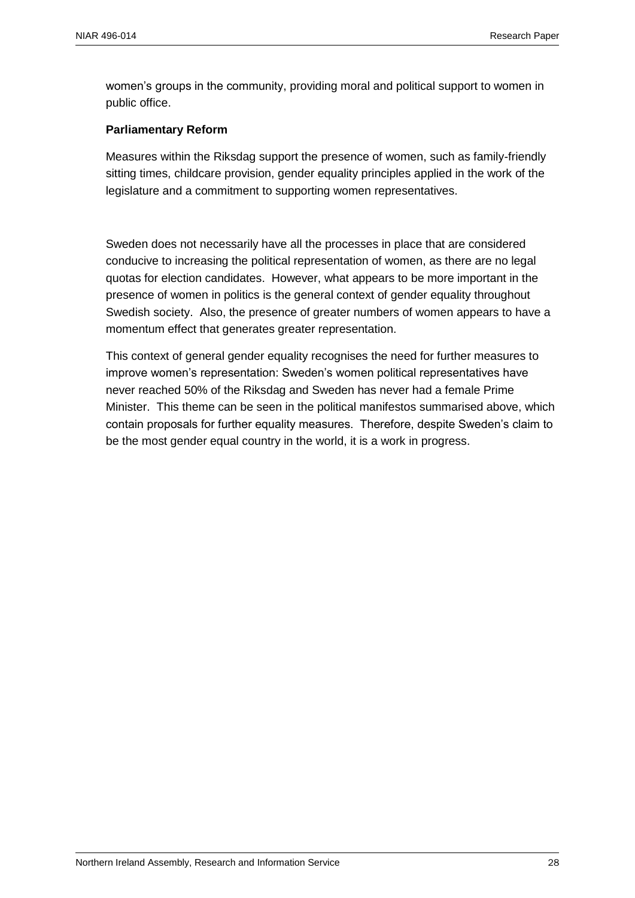women's groups in the community, providing moral and political support to women in public office.

**Parliamentary Reform**

Measures within the Riksdag support the presence of women, such as family-friendly sitting times, childcare provision, gender equality principles applied in the work of the legislature and a commitment to supporting women representatives.

Sweden does not necessarily have all the processes in place that are considered conducive to increasing the political representation of women, as there are no legal quotas for election candidates. However, what appears to be more important in the presence of women in politics is the general context of gender equality throughout Swedish society. Also, the presence of greater numbers of women appears to have a momentum effect that generates greater representation.

This context of general gender equality recognises the need for further measures to improve women's representation: Sweden's women political representatives have never reached 50% of the Riksdag and Sweden has never had a female Prime Minister. This theme can be seen in the political manifestos summarised above, which contain proposals for further equality measures. Therefore, despite Sweden's claim to be the most gender equal country in the world, it is a work in progress.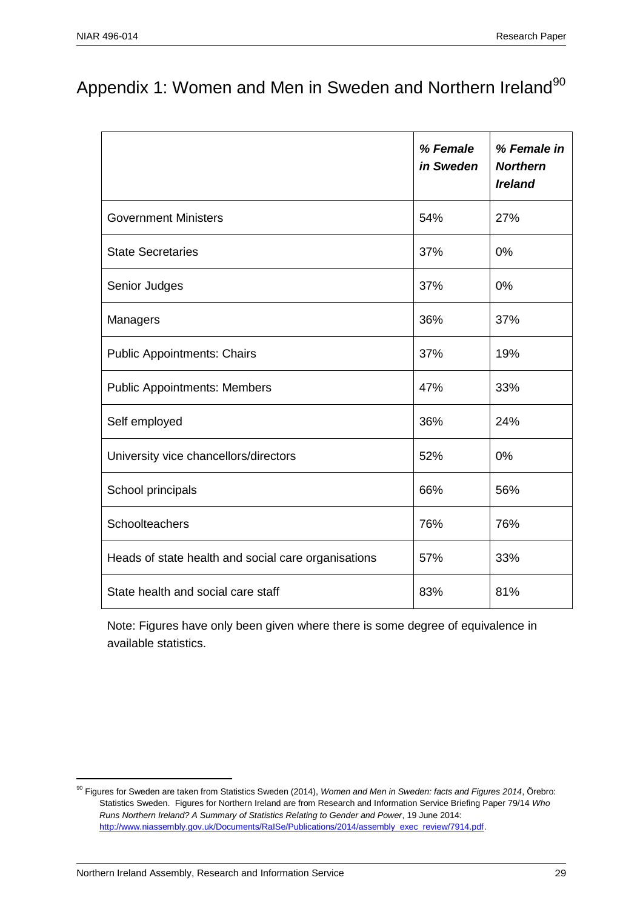# Appendix 1: Women and Men in Sweden and Northern Ireland[90]

| | *% Female in Sweden* | *% Female in Northern Ireland* |
|---|---|---|
| Government Ministers | 54% | 27% |
| State Secretaries | 37% | 0% |
| Senior Judges | 37% | 0% |
| Managers | 36% | 37% |
| Public Appointments: Chairs | 37% | 19% |
| Public Appointments: Members | 47% | 33% |
| Self employed | 36% | 24% |
| University vice chancellors/directors | 52% | 0% |
| School principals | 66% | 56% |
| Schoolteachers | 76% | 76% |
| Heads of state health and social care organisations | 57% | 33% |
| State health and social care staff | 83% | 81% |

Note: Figures have only been given where there is some degree of equivalence in available statistics.

---

[90] Figures for Sweden are taken from Statistics Sweden (2014), *Women and Men in Sweden: facts and Figures 2014*, Örebro: Statistics Sweden. Figures for Northern Ireland are from Research and Information Service Briefing Paper 79/14 *Who Runs Northern Ireland? A Summary of Statistics Relating to Gender and Power*, 19 June 2014: http://www.niassembly.gov.uk/Documents/RaISe/Publications/2014/assembly_exec_review/7914.pdf.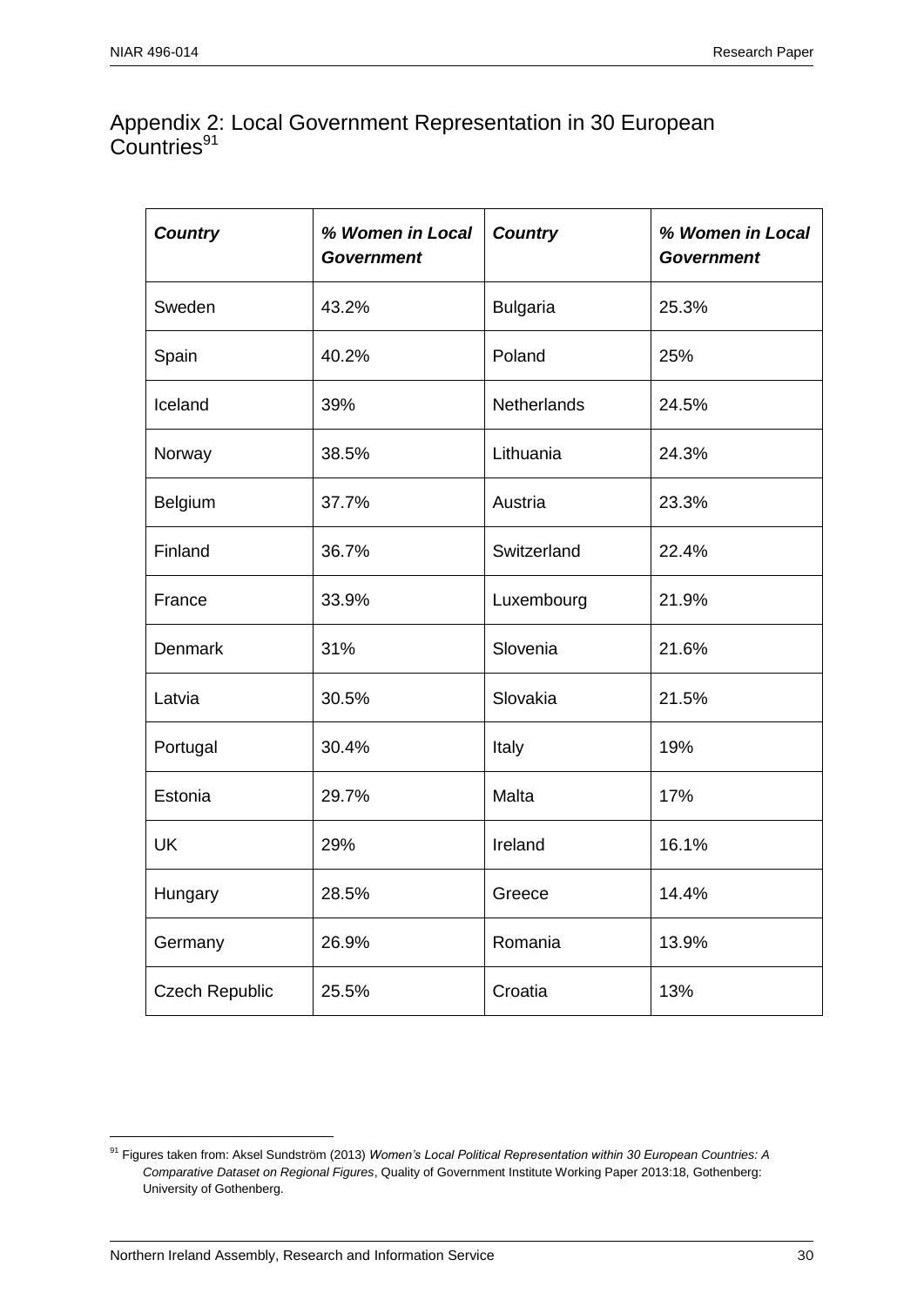## Appendix 2: Local Government Representation in 30 European Countries[91]

| ***Country*** | ***% Women in Local Government*** | ***Country*** | ***% Women in Local Government*** |
|---|---|---|---|
| Sweden | 43.2% | Bulgaria | 25.3% |
| Spain | 40.2% | Poland | 25% |
| Iceland | 39% | Netherlands | 24.5% |
| Norway | 38.5% | Lithuania | 24.3% |
| Belgium | 37.7% | Austria | 23.3% |
| Finland | 36.7% | Switzerland | 22.4% |
| France | 33.9% | Luxembourg | 21.9% |
| Denmark | 31% | Slovenia | 21.6% |
| Latvia | 30.5% | Slovakia | 21.5% |
| Portugal | 30.4% | Italy | 19% |
| Estonia | 29.7% | Malta | 17% |
| UK | 29% | Ireland | 16.1% |
| Hungary | 28.5% | Greece | 14.4% |
| Germany | 26.9% | Romania | 13.9% |
| Czech Republic | 25.5% | Croatia | 13% |

[91] Figures taken from: Aksel Sundström (2013) *Women's Local Political Representation within 30 European Countries: A Comparative Dataset on Regional Figures*, Quality of Government Institute Working Paper 2013:18, Gothenberg: University of Gothenberg.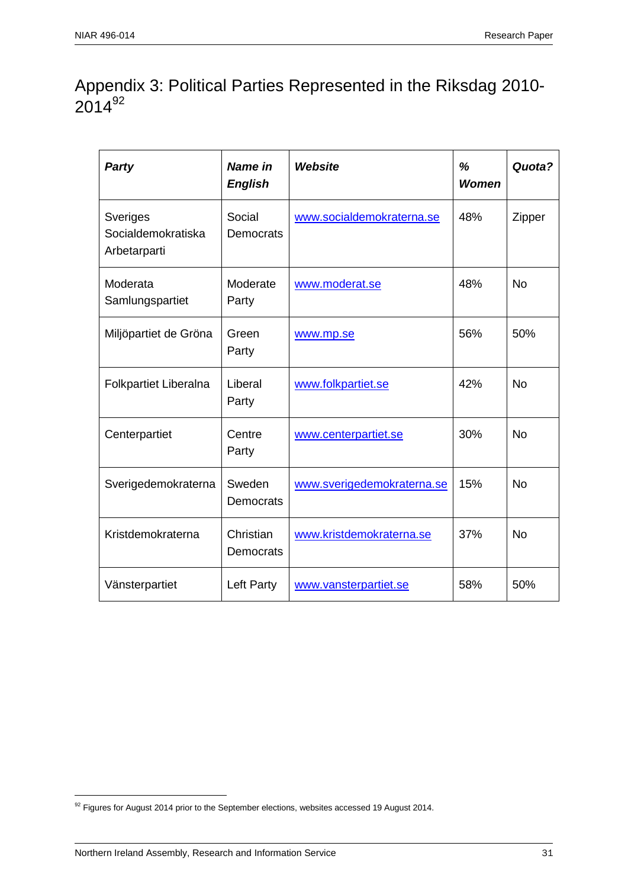# Appendix 3: Political Parties Represented in the Riksdag 2010-2014[92]

| ***Party*** | ***Name in English*** | ***Website*** | ***% Women*** | ***Quota?*** |
|---|---|---|---|---|
| Sveriges Socialdemokratiska Arbetarparti | Social Democrats | www.socialdemokraterna.se | 48% | Zipper |
| Moderata Samlungspartiet | Moderate Party | www.moderat.se | 48% | No |
| Miljöpartiet de Gröna | Green Party | www.mp.se | 56% | 50% |
| Folkpartiet Liberalna | Liberal Party | www.folkpartiet.se | 42% | No |
| Centerpartiet | Centre Party | www.centerpartiet.se | 30% | No |
| Sverigedemokraterna | Sweden Democrats | www.sverigedemokraterna.se | 15% | No |
| Kristdemokraterna | Christian Democrats | www.kristdemokraterna.se | 37% | No |
| Vänsterpartiet | Left Party | www.vansterpartiet.se | 58% | 50% |

[92] Figures for August 2014 prior to the September elections, websites accessed 19 August 2014.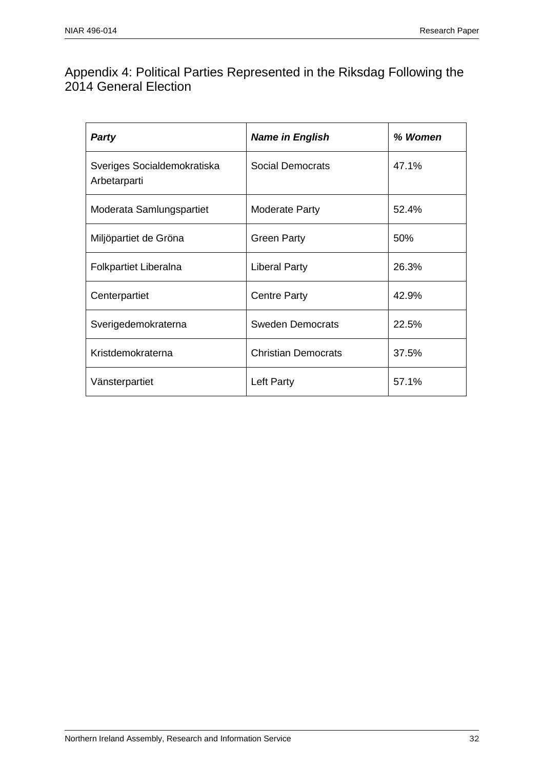## Appendix 4: Political Parties Represented in the Riksdag Following the 2014 General Election

| ***Party*** | ***Name in English*** | ***% Women*** |
|---|---|---|
| Sveriges Socialdemokratiska Arbetarparti | Social Democrats | 47.1% |
| Moderata Samlungspartiet | Moderate Party | 52.4% |
| Miljöpartiet de Gröna | Green Party | 50% |
| Folkpartiet Liberalna | Liberal Party | 26.3% |
| Centerpartiet | Centre Party | 42.9% |
| Sverigedemokraterna | Sweden Democrats | 22.5% |
| Kristdemokraterna | Christian Democrats | 37.5% |
| Vänsterpartiet | Left Party | 57.1% |